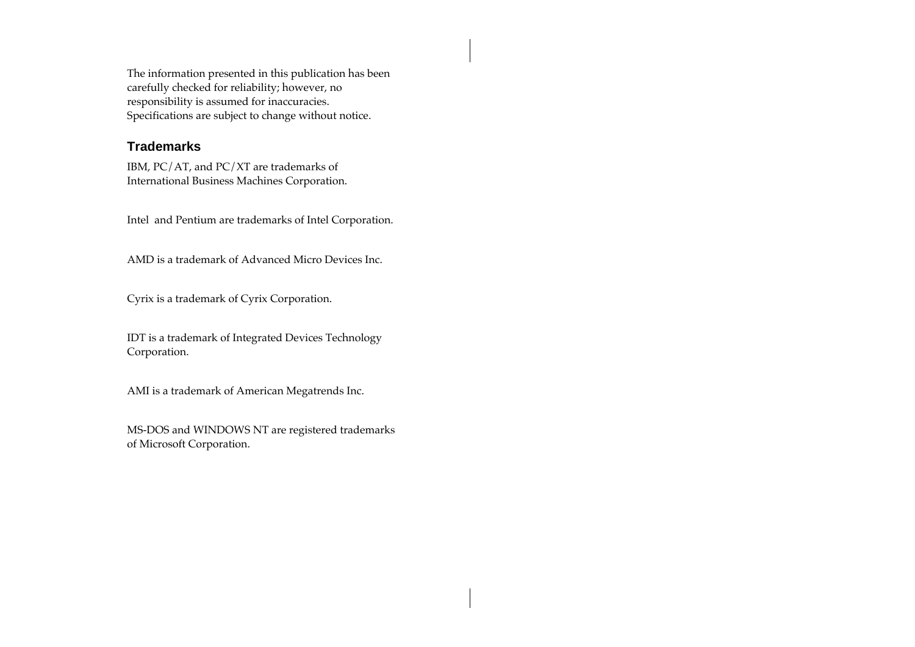The information presented in this publication has been carefully checked for reliability; however, no responsibility is assumed for inaccuracies. Specifications are subject to change without notice.

## Trademarks

IBM, PC/AT, and PC/XT are trademarks of International Business Machines Corporation.

Intel and Pentium are trademarks of Intel Corporation.

AMD is a trademark of Advanced Micro Devices Inc.

Cyrix is a trademark of Cyrix Corporation.

IDT is a trademark of Integrated Devices Technology Corporation.

AMI is a trademark of American Megatrends Inc.

MS-DOS and WINDOWS NT are registered trademarks of Microsoft Corporation.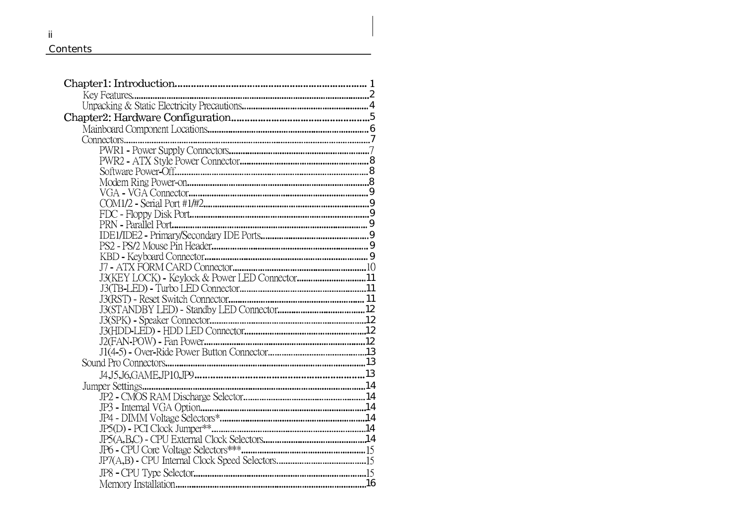## Contents

- **Chapter1: Introduction** ....... 1
  - Key Features ....... 2
  - Unpacking & Static Electricity Precautions ....... 4
- **Chapter2: Hardware Configuration** ....... 5
  - Mainboard Component Locations ....... 6
  - Connectors ....... 7
    - PWR1 - Power Supply Connectors ....... 7
    - PWR2 - ATX Style Power Connector ....... 8
    - Software Power-Off ....... 8
    - Modem Ring Power-on ....... 8
    - VGA - VGA Connector ....... 9
    - COM1/2 - Serial Port #1/#2 ....... 9
    - FDC - Floppy Disk Port ....... 9
    - PRN - Parallel Port ....... 9
    - IDE1/IDE2 - Primary/Secondary IDE Ports ....... 9
    - PS2 - PS/2 Mouse Pin Header ....... 9
    - KBD - Keyboard Connector ....... 9
    - J7 - ATX FORM CARD Connector ....... 10
    - J3(KEY LOCK) - Keylock & Power LED Connector ....... 11
    - J3(TB-LED) - Turbo LED Connector ....... 11
    - J3(RST) - Reset Switch Connector ....... 11
    - J3(STANDBY LED) - Standby LED Connector ....... 12
    - J3(SPK) - Speaker Connector ....... 12
    - J3(HDD-LED) - HDD LED Connector ....... 12
    - J2(FAN-POW) - Fan Power ....... 12
    - J1(4-5) - Over-Ride Power Button Connector ....... 13
  - Sound Pro Connectors ....... 13
    - J4,J5,J6,GAME,JP10,JP9 ....... 13
  - Jumper Settings ....... 14
    - JP2 - CMOS RAM Discharge Selector ....... 14
    - JP3 - Internal VGA Option ....... 14
    - JP4 - DIMM Voltage Selectors* ....... 14
    - JP5(D) - PCI Clock Jumper** ....... 14
    - JP5(A,B,C) - CPU External Clock Selectors ....... 14
    - JP6 - CPU Core Voltage Selectors*** ....... 15
    - JP7(A,B) - CPU Internal Clock Speed Selectors ....... 15
    - JP8 - CPU Type Selector ....... 15
    - Memory Installation ....... 16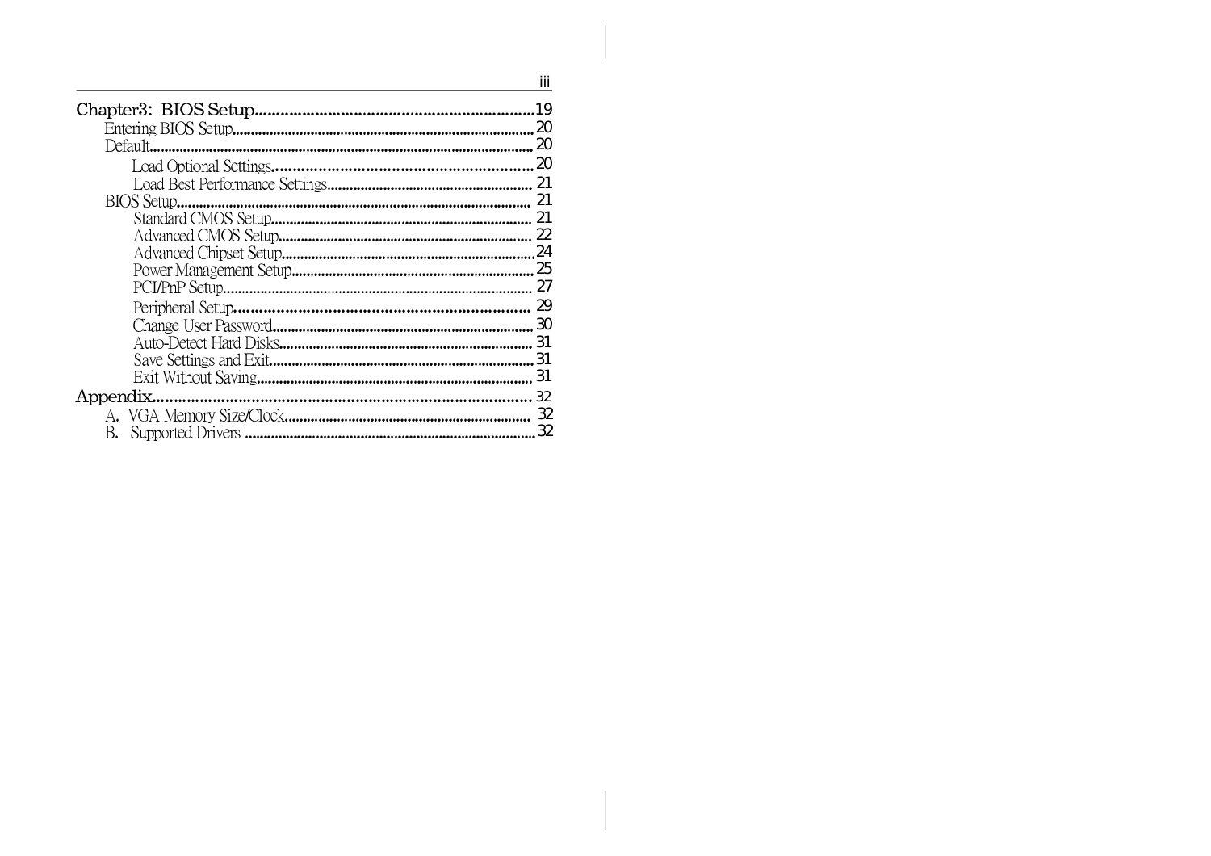Chapter3: BIOS Setup................................................................19

- Entering BIOS Setup................................................................20
- Default................................................................20
  - Load Optional Settings................................................................20
  - Load Best Performance Settings................................................................21
- BIOS Setup................................................................21
  - Standard CMOS Setup................................................................21
  - Advanced CMOS Setup................................................................22
  - Advanced Chipset Setup................................................................24
  - Power Management Setup................................................................25
  - PCI/PnP Setup................................................................27
  - Peripheral Setup................................................................29
  - Change User Password................................................................30
  - Auto-Detect Hard Disks................................................................31
  - Save Settings and Exit................................................................31
  - Exit Without Saving................................................................31

Appendix................................................................32

- A. VGA Memory Size/Clock................................................................32
- B. Supported Drivers................................................................32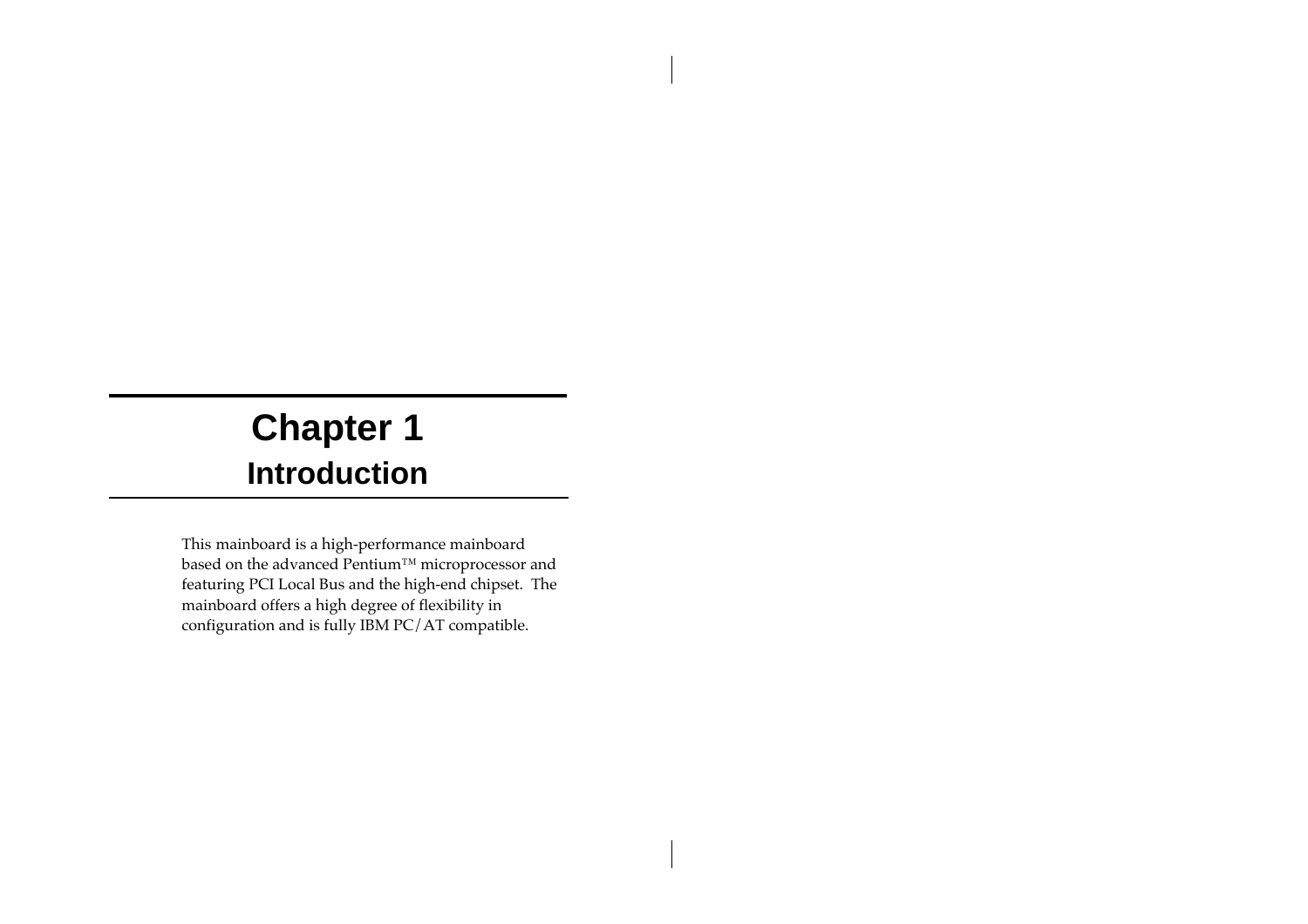# Chapter 1

## Introduction

This mainboard is a high-performance mainboard based on the advanced Pentium™ microprocessor and featuring PCI Local Bus and the high-end chipset. The mainboard offers a high degree of flexibility in configuration and is fully IBM PC/AT compatible.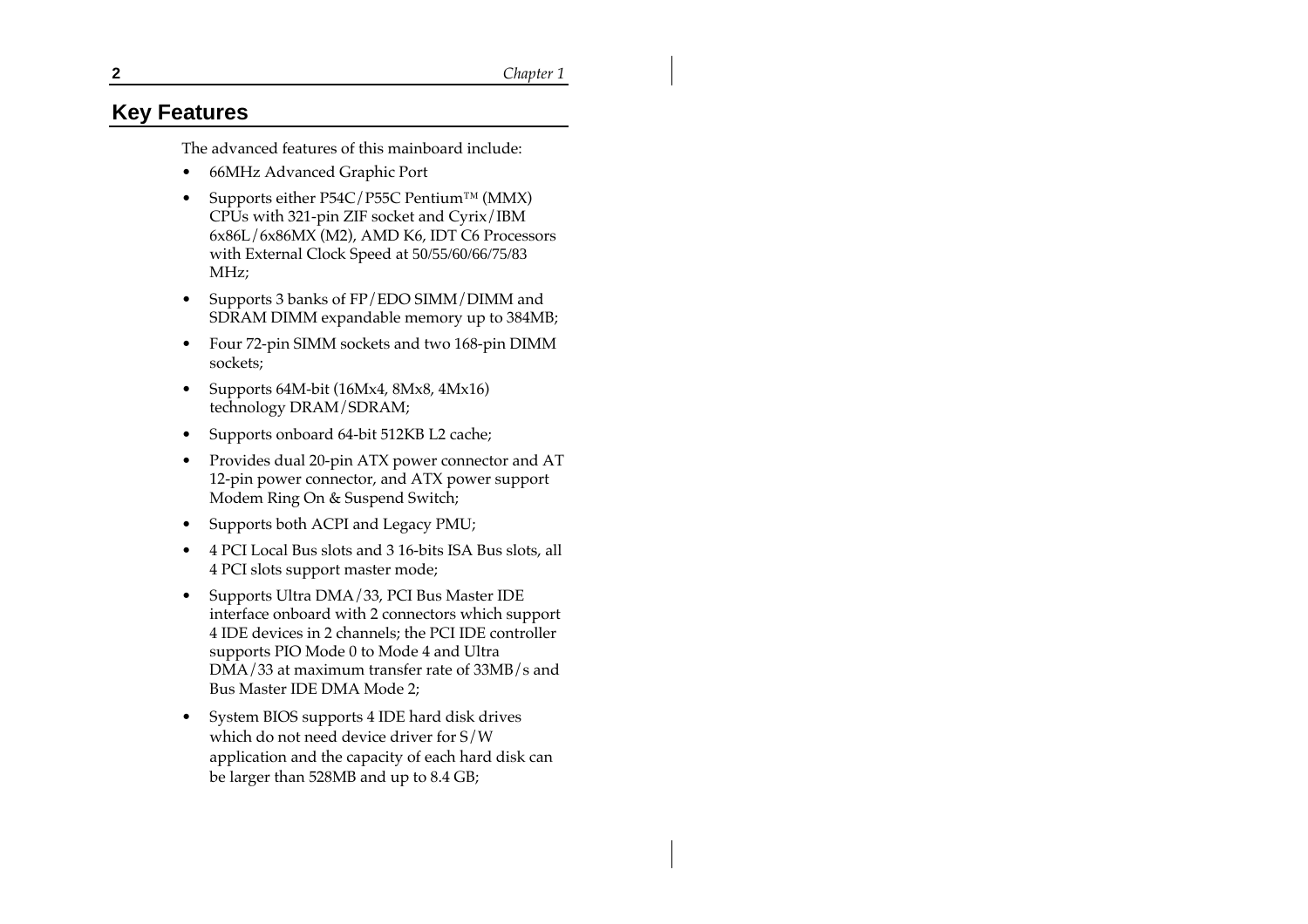## Key Features

The advanced features of this mainboard include:

- 66MHz Advanced Graphic Port
- Supports either P54C/P55C Pentium™ (MMX) CPUs with 321-pin ZIF socket and Cyrix/IBM 6x86L/6x86MX (M2), AMD K6, IDT C6 Processors with External Clock Speed at 50/55/60/66/75/83 MHz;
- Supports 3 banks of FP/EDO SIMM/DIMM and SDRAM DIMM expandable memory up to 384MB;
- Four 72-pin SIMM sockets and two 168-pin DIMM sockets;
- Supports 64M-bit (16Mx4, 8Mx8, 4Mx16) technology DRAM/SDRAM;
- Supports onboard 64-bit 512KB L2 cache;
- Provides dual 20-pin ATX power connector and AT 12-pin power connector, and ATX power support Modem Ring On & Suspend Switch;
- Supports both ACPI and Legacy PMU;
- 4 PCI Local Bus slots and 3 16-bits ISA Bus slots, all 4 PCI slots support master mode;
- Supports Ultra DMA/33, PCI Bus Master IDE interface onboard with 2 connectors which support 4 IDE devices in 2 channels; the PCI IDE controller supports PIO Mode 0 to Mode 4 and Ultra DMA/33 at maximum transfer rate of 33MB/s and Bus Master IDE DMA Mode 2;
- System BIOS supports 4 IDE hard disk drives which do not need device driver for S/W application and the capacity of each hard disk can be larger than 528MB and up to 8.4 GB;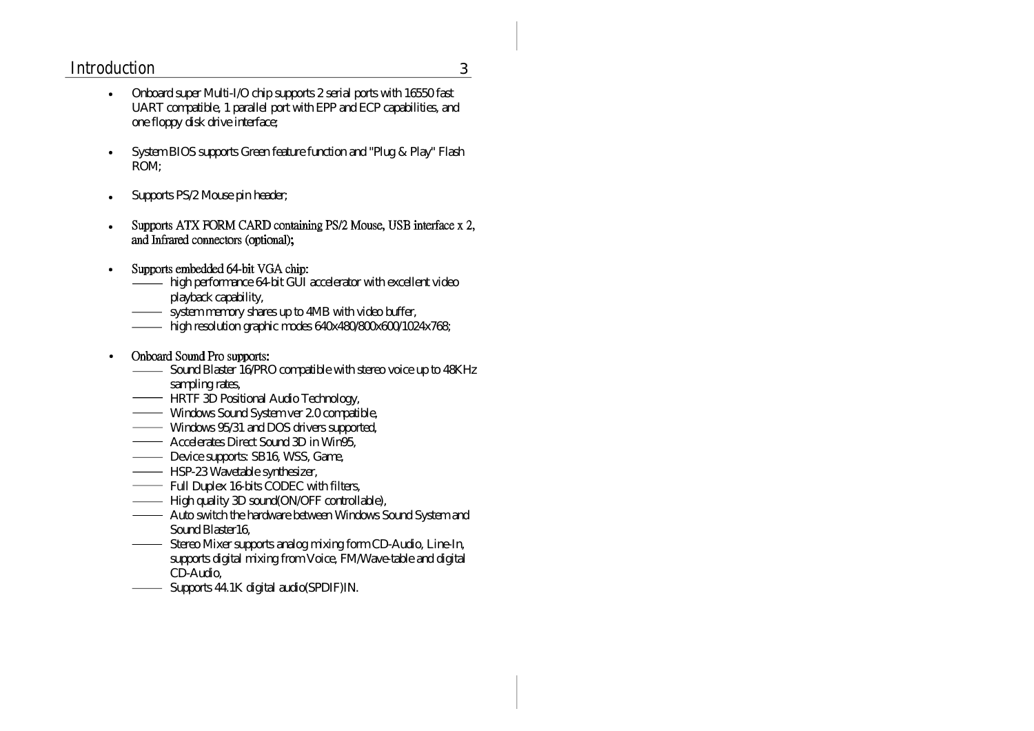- Onboard super Multi-I/O chip supports 2 serial ports with 16550 fast UART compatible, 1 parallel port with EPP and ECP capabilities, and one floppy disk drive interface;

- System BIOS supports Green feature function and "Plug & Play" Flash ROM;

- Supports PS/2 Mouse pin header;

- Supports ATX FORM CARD containing PS/2 Mouse, USB interface x 2, and Infrared connectors (optional);

- Supports embedded 64-bit VGA chip:
  - high performance 64-bit GUI accelerator with excellent video playback capability,
  - system memory shares up to 4MB with video buffer,
  - high resolution graphic modes 640x480/800x600/1024x768;

- Onboard Sound Pro supports:
  - Sound Blaster 16/PRO compatible with stereo voice up to 48KHz sampling rates,
  - HRTF 3D Positional Audio Technology,
  - Windows Sound System ver 2.0 compatible,
  - Windows 95/31 and DOS drivers supported,
  - Accelerates Direct Sound 3D in Win95,
  - Device supports: SB16, WSS, Game,
  - HSP-23 Wavetable synthesizer,
  - Full Duplex 16-bits CODEC with filters,
  - High quality 3D sound(ON/OFF controllable),
  - Auto switch the hardware between Windows Sound System and Sound Blaster16,
  - Stereo Mixer supports analog mixing form CD-Audio, Line-In, supports digital mixing from Voice, FM/Wave-table and digital CD-Audio,
  - Supports 44.1K digital audio(SPDIF)IN.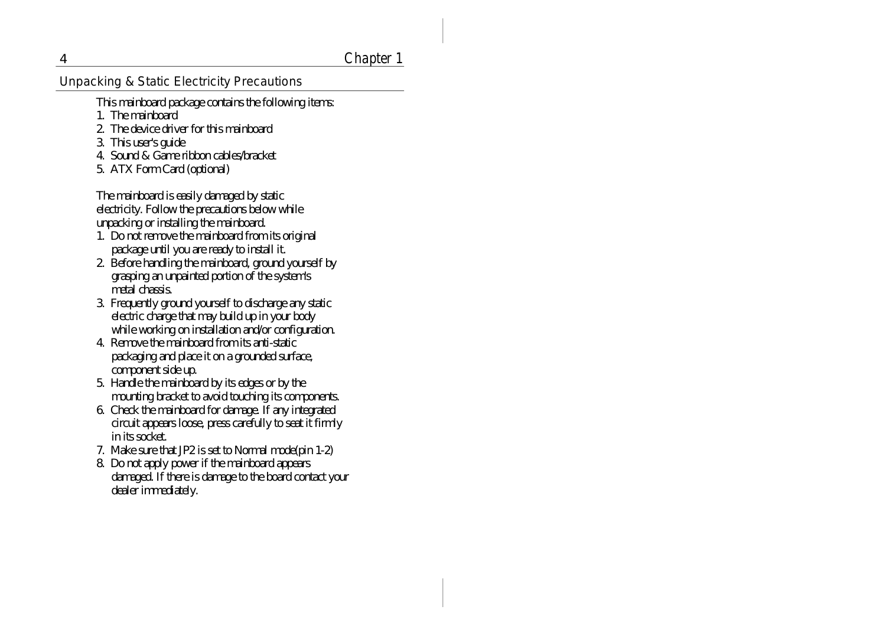## Unpacking & Static Electricity Precautions

This mainboard package contains the following items:

1. The mainboard
2. The device driver for this mainboard
3. This user's guide
4. Sound & Game ribbon cables/bracket
5. ATX Form Card (optional)

The mainboard is easily damaged by static electricity. Follow the precautions below while unpacking or installing the mainboard.

1. Do not remove the mainboard from its original package until you are ready to install it.
2. Before handling the mainboard, ground yourself by grasping an unpainted portion of the system's metal chassis.
3. Frequently ground yourself to discharge any static electric charge that may build up in your body while working on installation and/or configuration.
4. Remove the mainboard from its anti-static packaging and place it on a grounded surface, component side up.
5. Handle the mainboard by its edges or by the mounting bracket to avoid touching its components.
6. Check the mainboard for damage. If any integrated circuit appears loose, press carefully to seat it firmly in its socket.
7. Make sure that JP2 is set to Normal mode(pin 1-2)
8. Do not apply power if the mainboard appears damaged. If there is damage to the board contact your dealer immediately.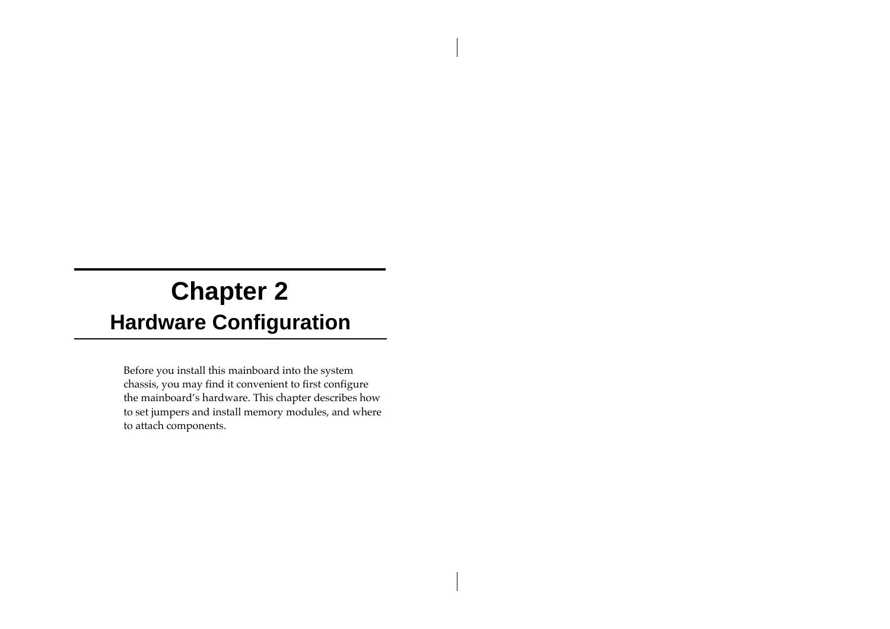# Chapter 2

## Hardware Configuration

Before you install this mainboard into the system chassis, you may find it convenient to first configure the mainboard's hardware. This chapter describes how to set jumpers and install memory modules, and where to attach components.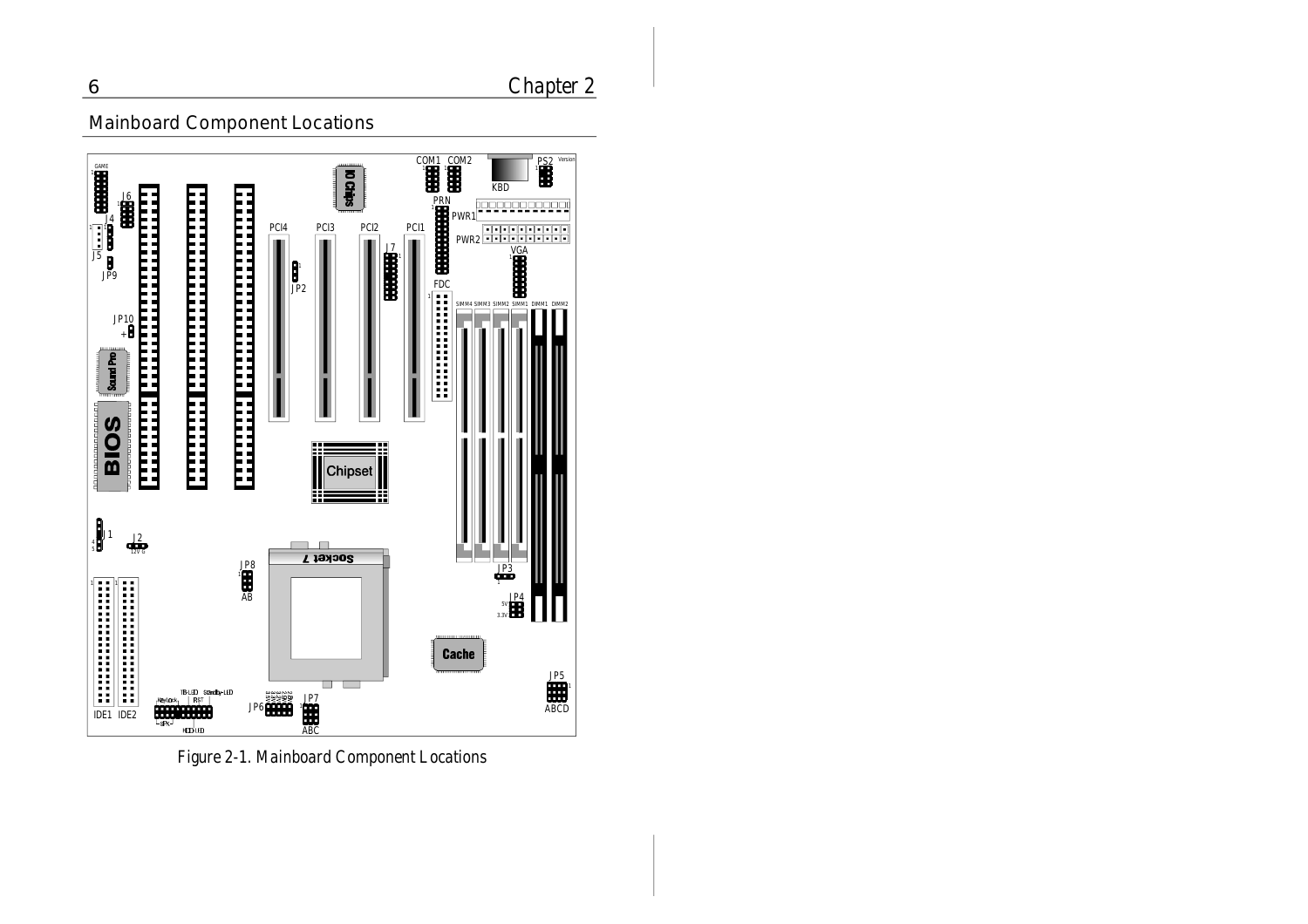## Mainboard Component Locations

Figure 2-1. Mainboard Component Locations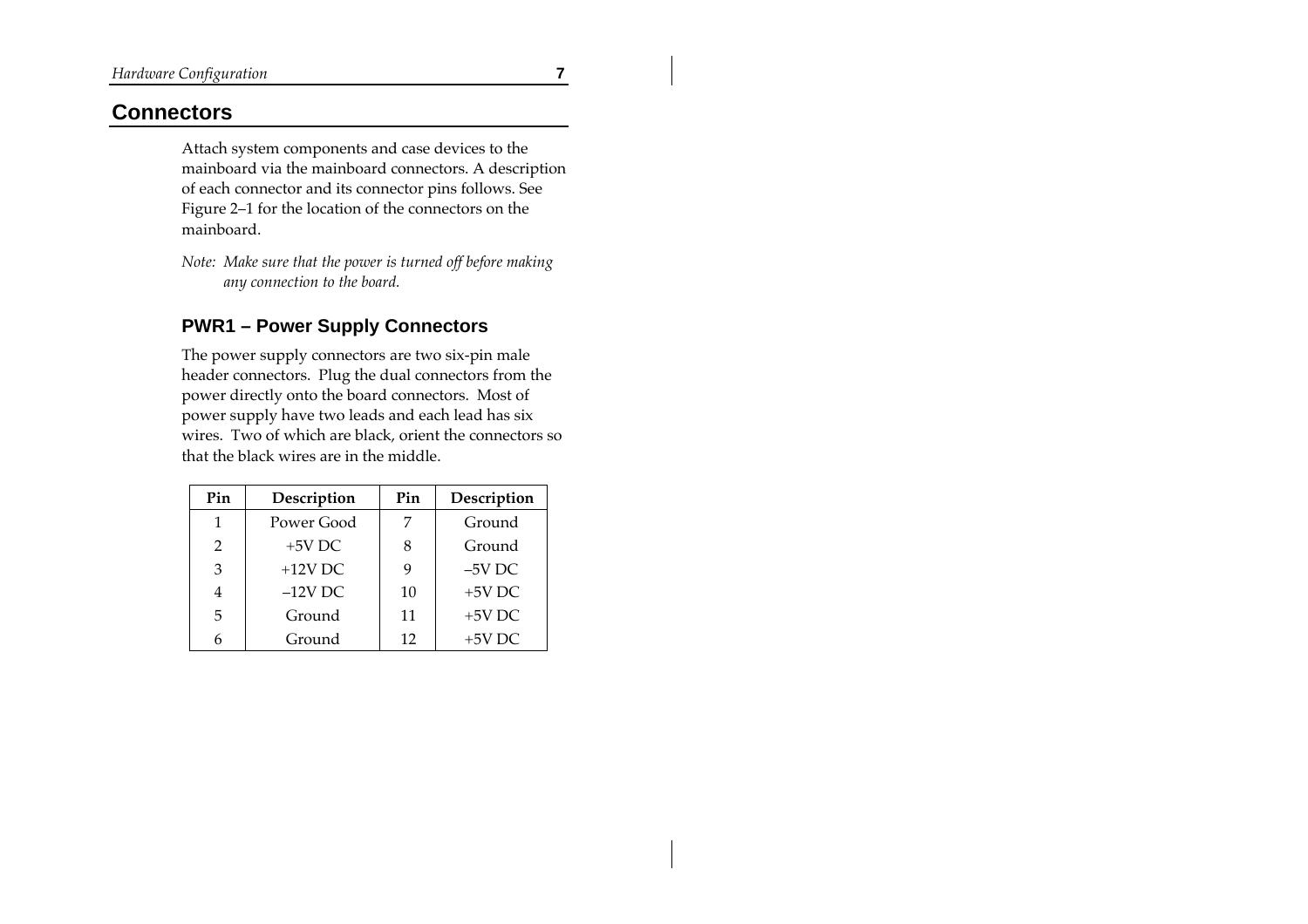## Connectors

Attach system components and case devices to the mainboard via the mainboard connectors. A description of each connector and its connector pins follows. See Figure 2–1 for the location of the connectors on the mainboard.

*Note: Make sure that the power is turned off before making any connection to the board.*

### PWR1 – Power Supply Connectors

The power supply connectors are two six-pin male header connectors. Plug the dual connectors from the power directly onto the board connectors. Most of power supply have two leads and each lead has six wires. Two of which are black, orient the connectors so that the black wires are in the middle.

| Pin | Description | Pin | Description |
|---|---|---|---|
| 1 | Power Good | 7 | Ground |
| 2 | +5V DC | 8 | Ground |
| 3 | +12V DC | 9 | –5V DC |
| 4 | –12V DC | 10 | +5V DC |
| 5 | Ground | 11 | +5V DC |
| 6 | Ground | 12 | +5V DC |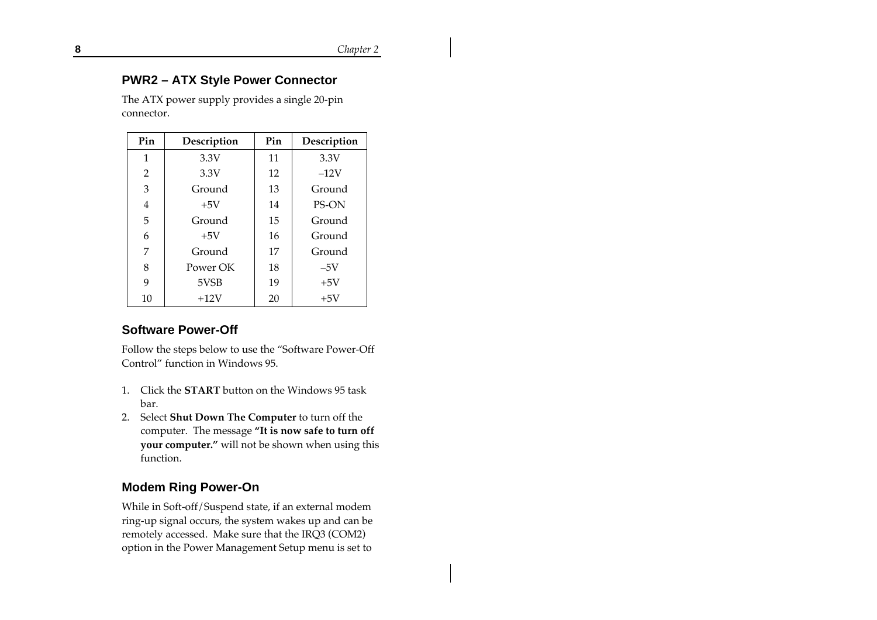## PWR2 – ATX Style Power Connector

The ATX power supply provides a single 20-pin connector.

| Pin | Description | Pin | Description |
|---|---|---|---|
| 1 | 3.3V | 11 | 3.3V |
| 2 | 3.3V | 12 | –12V |
| 3 | Ground | 13 | Ground |
| 4 | +5V | 14 | PS-ON |
| 5 | Ground | 15 | Ground |
| 6 | +5V | 16 | Ground |
| 7 | Ground | 17 | Ground |
| 8 | Power OK | 18 | –5V |
| 9 | 5VSB | 19 | +5V |
| 10 | +12V | 20 | +5V |

## Software Power-Off

Follow the steps below to use the "Software Power-Off Control" function in Windows 95.

1. Click the **START** button on the Windows 95 task bar.
2. Select **Shut Down The Computer** to turn off the computer. The message **"It is now safe to turn off your computer."** will not be shown when using this function.

## Modem Ring Power-On

While in Soft-off/Suspend state, if an external modem ring-up signal occurs, the system wakes up and can be remotely accessed. Make sure that the IRQ3 (COM2) option in the Power Management Setup menu is set to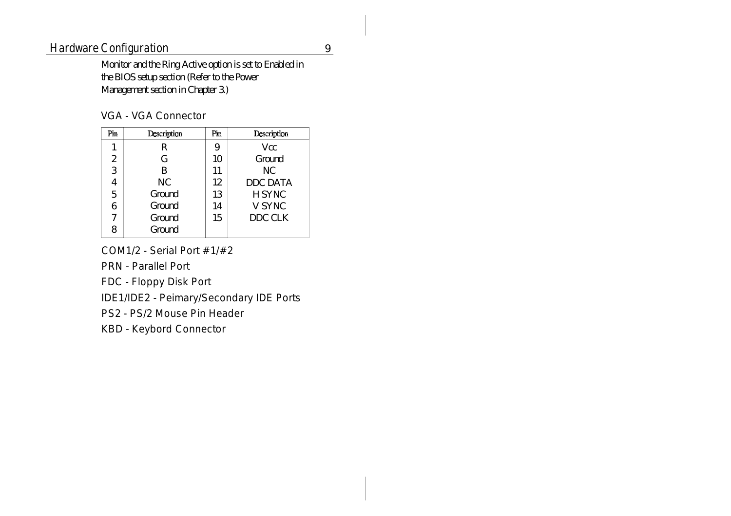Monitor and the Ring Active option is set to Enabled in the BIOS setup section (Refer to the Power Management section in Chapter 3.)

### VGA - VGA Connector

| Pin | Description | Pin | Description |
|---|---|---|---|
| 1 | R | 9 | Vcc |
| 2 | G | 10 | Ground |
| 3 | B | 11 | NC |
| 4 | NC | 12 | DDC DATA |
| 5 | Ground | 13 | H SYNC |
| 6 | Ground | 14 | V SYNC |
| 7 | Ground | 15 | DDC CLK |
| 8 | Ground | | |

### COM1/2 - Serial Port #1/#2

### PRN - Parallel Port

### FDC - Floppy Disk Port

### IDE1/IDE2 - Peimary/Secondary IDE Ports

### PS2 - PS/2 Mouse Pin Header

### KBD - Keybord Connector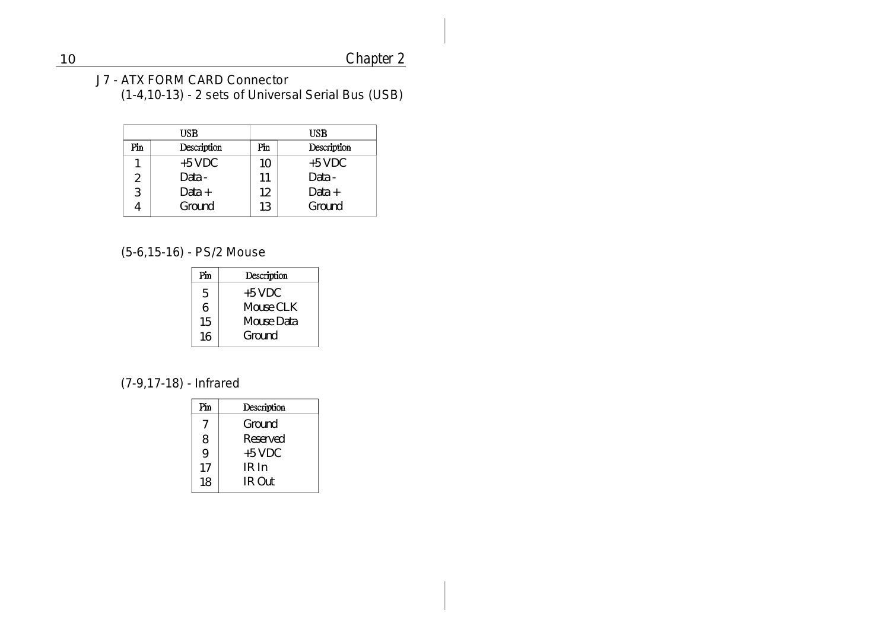J7 - ATX FORM CARD Connector

(1-4,10-13) - 2 sets of Universal Serial Bus (USB)

| USB | | USB | |
|---|---|---|---|
| Pin | Description | Pin | Description |
| 1 | +5 VDC | 10 | +5 VDC |
| 2 | Data - | 11 | Data - |
| 3 | Data + | 12 | Data + |
| 4 | Ground | 13 | Ground |

(5-6,15-16) - PS/2 Mouse

| Pin | Description |
|---|---|
| 5 | +5 VDC |
| 6 | Mouse CLK |
| 15 | Mouse Data |
| 16 | Ground |

(7-9,17-18) - Infrared

| Pin | Description |
|---|---|
| 7 | Ground |
| 8 | Reserved |
| 9 | +5 VDC |
| 17 | IR In |
| 18 | IR Out |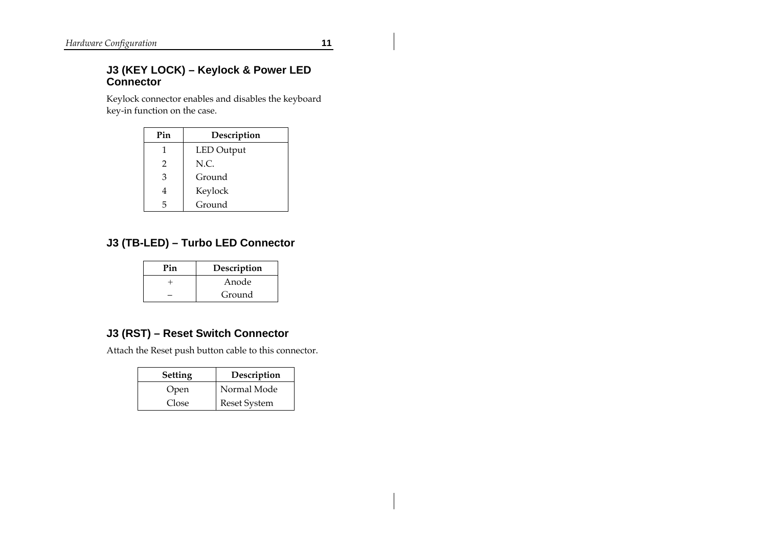## J3 (KEY LOCK) – Keylock & Power LED Connector

Keylock connector enables and disables the keyboard key-in function on the case.

| Pin | Description |
|---|---|
| 1 | LED Output |
| 2 | N.C. |
| 3 | Ground |
| 4 | Keylock |
| 5 | Ground |

## J3 (TB-LED) – Turbo LED Connector

| Pin | Description |
|---|---|
| + | Anode |
| – | Ground |

## J3 (RST) – Reset Switch Connector

Attach the Reset push button cable to this connector.

| Setting | Description |
|---|---|
| Open | Normal Mode |
| Close | Reset System |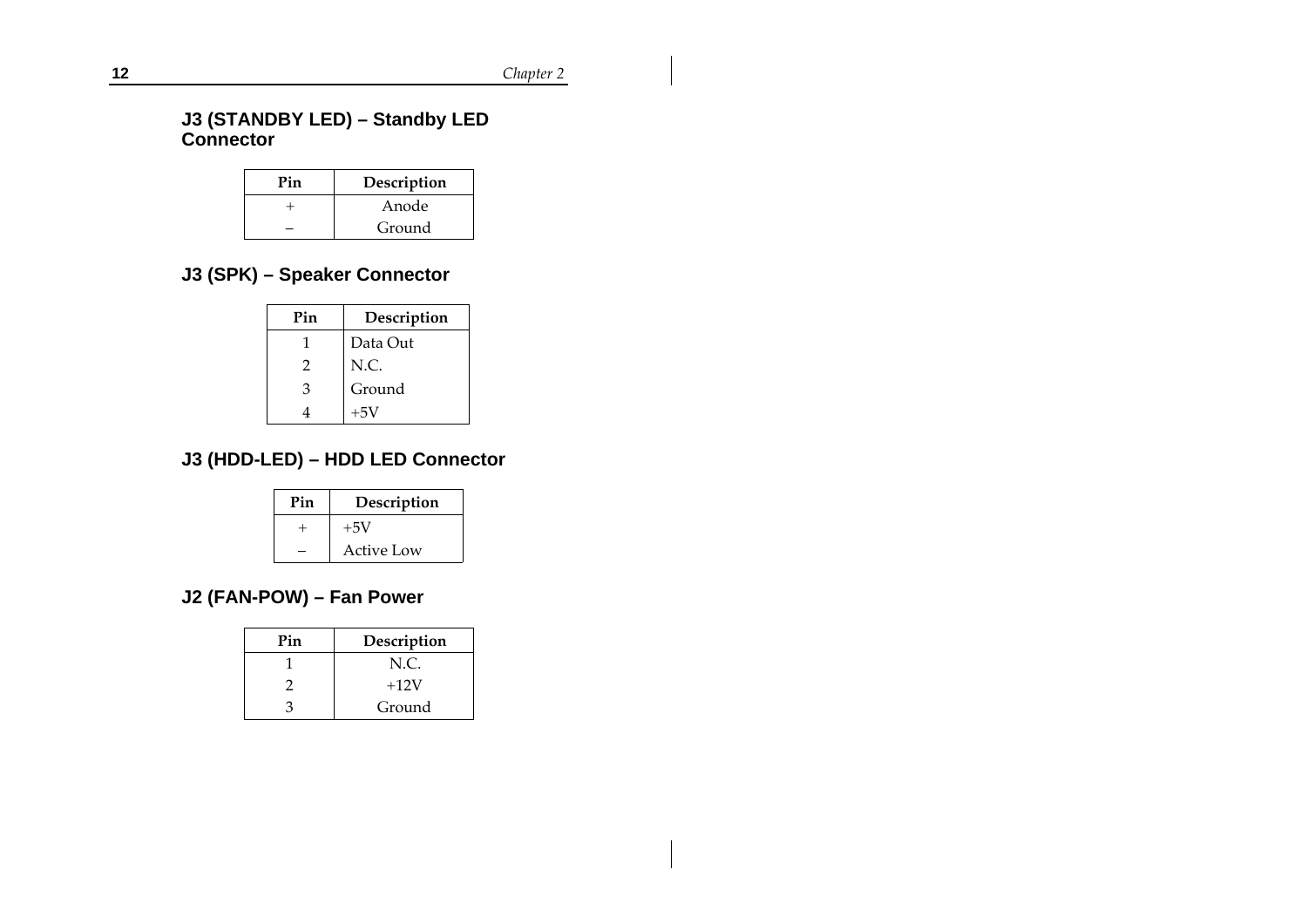### J3 (STANDBY LED) – Standby LED Connector

| Pin | Description |
|---|---|
| + | Anode |
| – | Ground |

### J3 (SPK) – Speaker Connector

| Pin | Description |
|---|---|
| 1 | Data Out |
| 2 | N.C. |
| 3 | Ground |
| 4 | +5V |

### J3 (HDD-LED) – HDD LED Connector

| Pin | Description |
|---|---|
| + | +5V |
| – | Active Low |

### J2 (FAN-POW) – Fan Power

| Pin | Description |
|---|---|
| 1 | N.C. |
| 2 | +12V |
| 3 | Ground |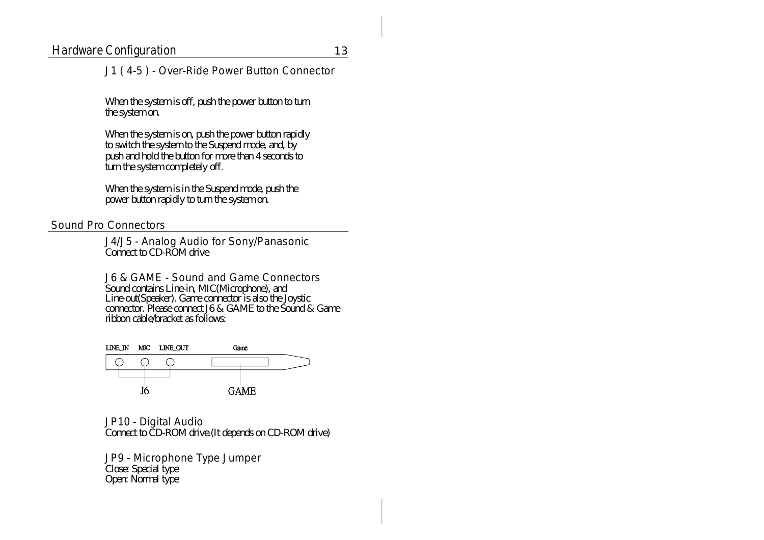### J1 ( 4-5 ) - Over-Ride Power Button Connector

When the system is off, push the power button to turn the system on.

When the system is on, push the power button rapidly to switch the system to the Suspend mode, and, by push and hold the button for more than 4 seconds to turn the system completely off.

When the system is in the Suspend mode, push the power button rapidly to turn the system on.

## Sound Pro Connectors

### J4/J5 - Analog Audio for Sony/Panasonic

Connect to CD-ROM drive

### J6 & GAME - Sound and Game Connectors

Sound contains Line-in, MIC(Microphone), and Line-out(Speaker). Game connector is also the Joystic connector. Please connect J6 & GAME to the Sound & Game ribbon cable/bracket as follows:

LINE_IN MIC LINE_OUT Game

J6 GAME

### JP10 - Digital Audio

Connect to CD-ROM drive.(It depends on CD-ROM drive)

### JP9 - Microphone Type Jumper

Close: Special type
Open: Normal type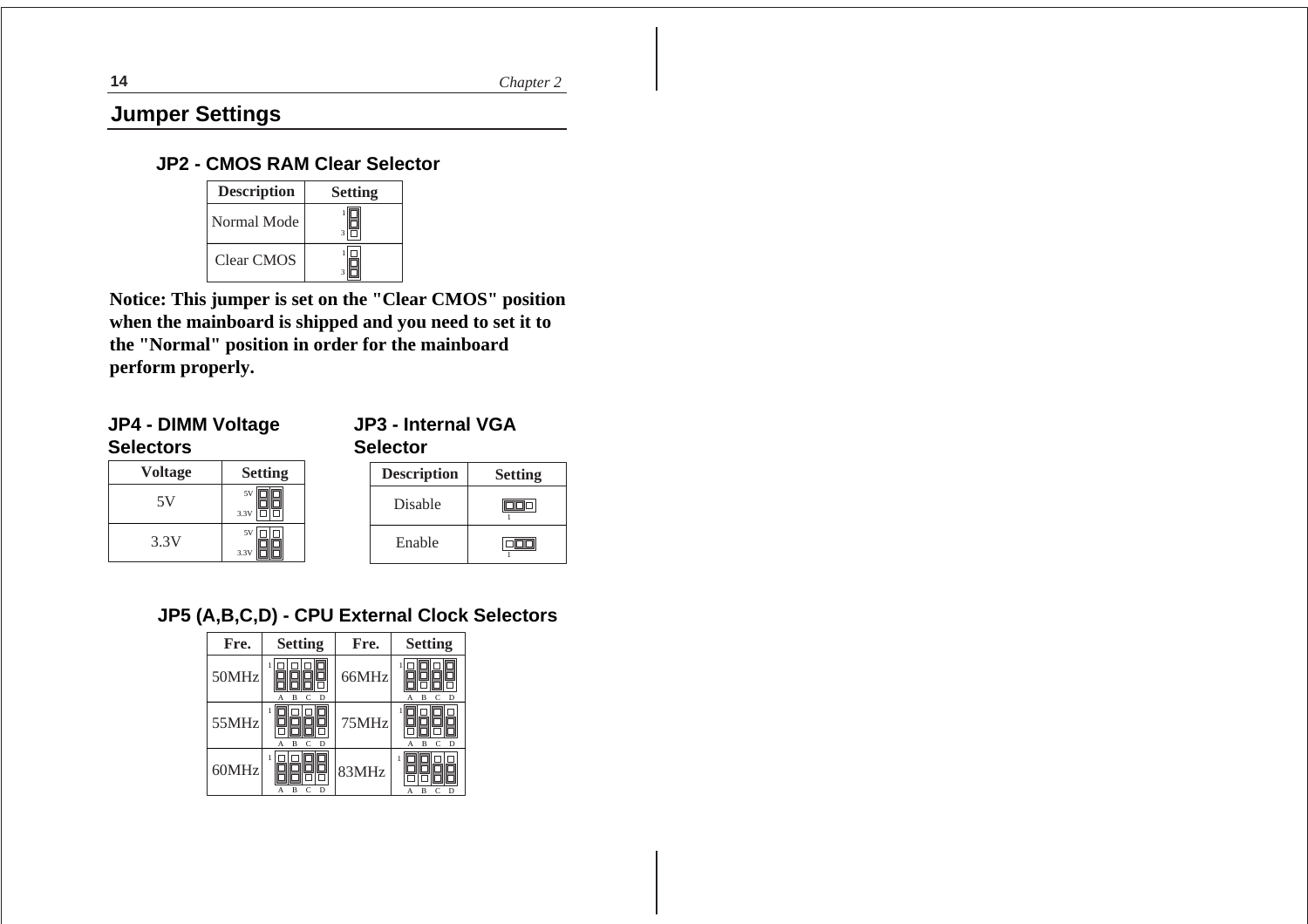## Jumper Settings

### JP2 - CMOS RAM Clear Selector

| Description | Setting |
|---|---|
| Normal Mode | 1-2 |
| Clear CMOS | 2-3 |

**Notice: This jumper is set on the "Clear CMOS" position when the mainboard is shipped and you need to set it to the "Normal" position in order for the mainboard perform properly.**

### JP4 - DIMM Voltage Selectors

| Voltage | Setting |
|---|---|
| 5V | 5V |
| 3.3V | 3.3V |

### JP3 - Internal VGA Selector

| Description | Setting |
|---|---|
| Disable | 1-2 |
| Enable | 2-3 |

### JP5 (A,B,C,D) - CPU External Clock Selectors

| Fre. | Setting | Fre. | Setting |
|---|---|---|---|
| 50MHz | A: 2-3, B: 2-3, C: 2-3, D: 1-2 | 66MHz | A: 2-3, B: 1-2, C: 2-3, D: 1-2 |
| 55MHz | A: 1-2, B: 2-3, C: 2-3, D: 1-2 | 75MHz | A: 1-2, B: 2-3, C: 1-2, D: 2-3 |
| 60MHz | A: 2-3, B: 2-3, C: 1-2, D: 1-2 | 83MHz | A: 1-2, B: 1-2, C: 2-3, D: 2-3 |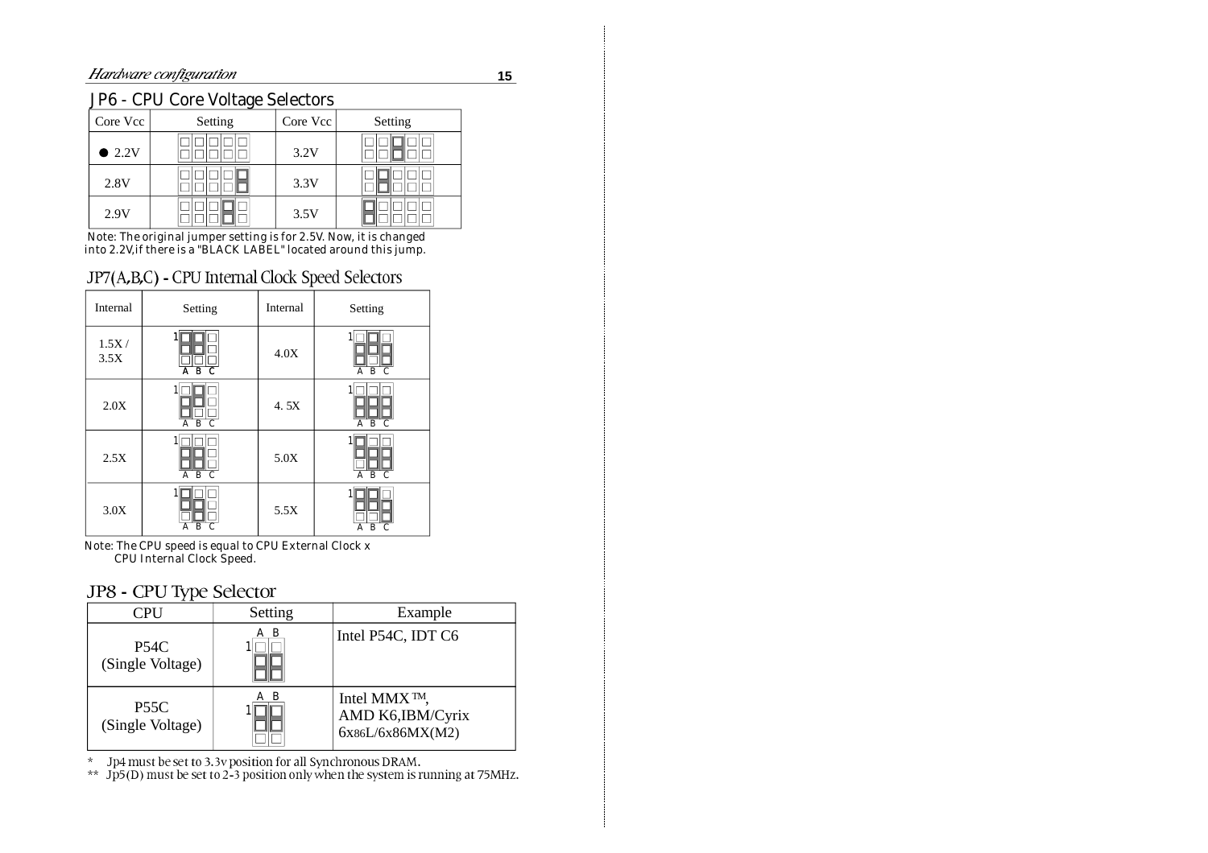## JP6 - CPU Core Voltage Selectors

| Core Vcc | Setting | Core Vcc | Setting |
|---|---|---|---|
| ● 2.2V | | 3.2V | |
| 2.8V | | 3.3V | |
| 2.9V | | 3.5V | |

Note: The original jumper setting is for 2.5V. Now, it is changed into 2.2V,if there is a "BLACK LABEL" located around this jump.

## JP7(A,B,C) - CPU Internal Clock Speed Selectors

| Internal | Setting | Internal | Setting |
|---|---|---|---|
| 1.5X / 3.5X | | 4.0X | |
| 2.0X | | 4. 5X | |
| 2.5X | | 5.0X | |
| 3.0X | | 5.5X | |

Note: The CPU speed is equal to CPU External Clock x CPU Internal Clock Speed.

## JP8 - CPU Type Selector

| CPU | Setting | Example |
|---|---|---|
| P54C (Single Voltage) | | Intel P54C, IDT C6 |
| P55C (Single Voltage) | | Intel MMX ™, AMD K6,IBM/Cyrix 6x86L/6x86MX(M2) |

\* Jp4 must be set to 3.3v position for all Synchronous DRAM.

\** Jp5(D) must be set to 2-3 position only when the system is running at 75MHz.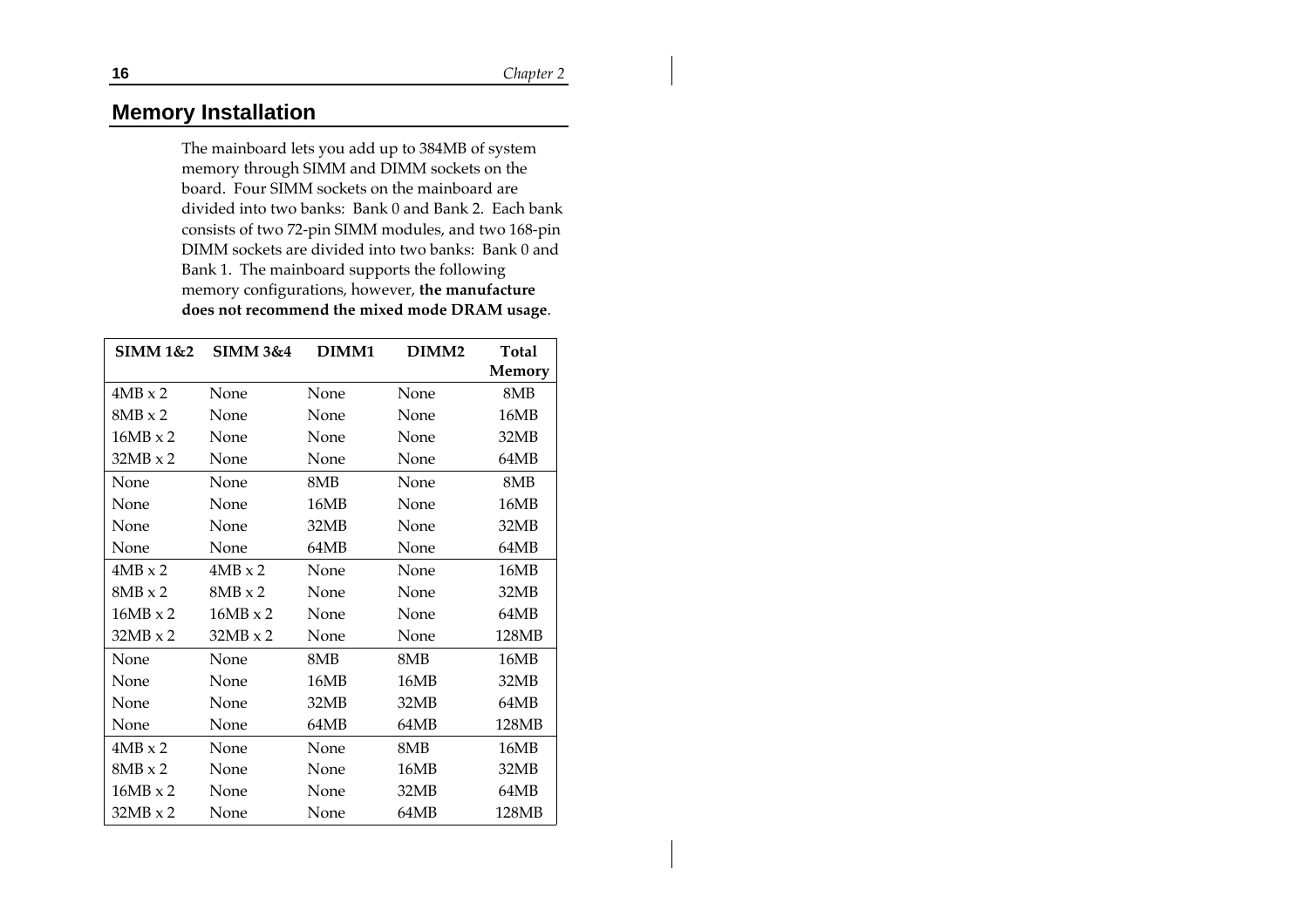## Memory Installation

The mainboard lets you add up to 384MB of system memory through SIMM and DIMM sockets on the board. Four SIMM sockets on the mainboard are divided into two banks: Bank 0 and Bank 2. Each bank consists of two 72-pin SIMM modules, and two 168-pin DIMM sockets are divided into two banks: Bank 0 and Bank 1. The mainboard supports the following memory configurations, however, **the manufacture does not recommend the mixed mode DRAM usage**.

| SIMM 1&2 | SIMM 3&4 | DIMM1 | DIMM2 | Total Memory |
|---|---|---|---|---|
| 4MB x 2 | None | None | None | 8MB |
| 8MB x 2 | None | None | None | 16MB |
| 16MB x 2 | None | None | None | 32MB |
| 32MB x 2 | None | None | None | 64MB |
| None | None | 8MB | None | 8MB |
| None | None | 16MB | None | 16MB |
| None | None | 32MB | None | 32MB |
| None | None | 64MB | None | 64MB |
| 4MB x 2 | 4MB x 2 | None | None | 16MB |
| 8MB x 2 | 8MB x 2 | None | None | 32MB |
| 16MB x 2 | 16MB x 2 | None | None | 64MB |
| 32MB x 2 | 32MB x 2 | None | None | 128MB |
| None | None | 8MB | 8MB | 16MB |
| None | None | 16MB | 16MB | 32MB |
| None | None | 32MB | 32MB | 64MB |
| None | None | 64MB | 64MB | 128MB |
| 4MB x 2 | None | None | 8MB | 16MB |
| 8MB x 2 | None | None | 16MB | 32MB |
| 16MB x 2 | None | None | 32MB | 64MB |
| 32MB x 2 | None | None | 64MB | 128MB |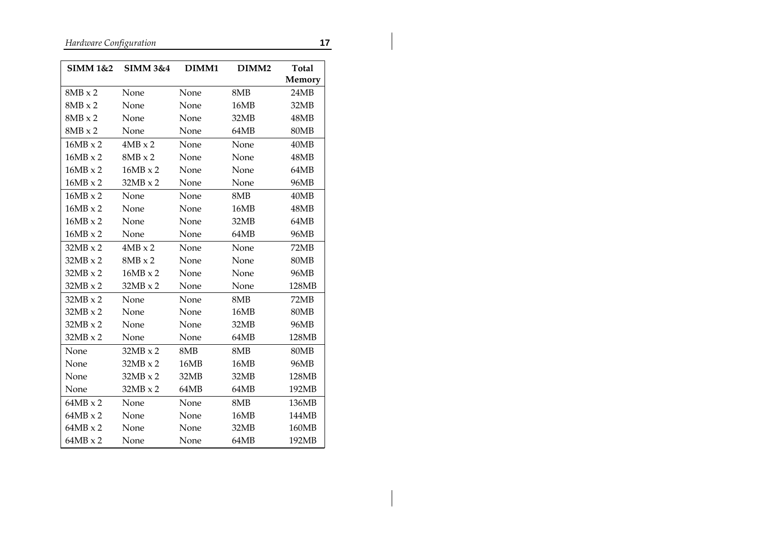| SIMM 1&2 | SIMM 3&4 | DIMM1 | DIMM2 | Total Memory |
|---|---|---|---|---|
| 8MB x 2 | None | None | 8MB | 24MB |
| 8MB x 2 | None | None | 16MB | 32MB |
| 8MB x 2 | None | None | 32MB | 48MB |
| 8MB x 2 | None | None | 64MB | 80MB |
| 16MB x 2 | 4MB x 2 | None | None | 40MB |
| 16MB x 2 | 8MB x 2 | None | None | 48MB |
| 16MB x 2 | 16MB x 2 | None | None | 64MB |
| 16MB x 2 | 32MB x 2 | None | None | 96MB |
| 16MB x 2 | None | None | 8MB | 40MB |
| 16MB x 2 | None | None | 16MB | 48MB |
| 16MB x 2 | None | None | 32MB | 64MB |
| 16MB x 2 | None | None | 64MB | 96MB |
| 32MB x 2 | 4MB x 2 | None | None | 72MB |
| 32MB x 2 | 8MB x 2 | None | None | 80MB |
| 32MB x 2 | 16MB x 2 | None | None | 96MB |
| 32MB x 2 | 32MB x 2 | None | None | 128MB |
| 32MB x 2 | None | None | 8MB | 72MB |
| 32MB x 2 | None | None | 16MB | 80MB |
| 32MB x 2 | None | None | 32MB | 96MB |
| 32MB x 2 | None | None | 64MB | 128MB |
| None | 32MB x 2 | 8MB | 8MB | 80MB |
| None | 32MB x 2 | 16MB | 16MB | 96MB |
| None | 32MB x 2 | 32MB | 32MB | 128MB |
| None | 32MB x 2 | 64MB | 64MB | 192MB |
| 64MB x 2 | None | None | 8MB | 136MB |
| 64MB x 2 | None | None | 16MB | 144MB |
| 64MB x 2 | None | None | 32MB | 160MB |
| 64MB x 2 | None | None | 64MB | 192MB |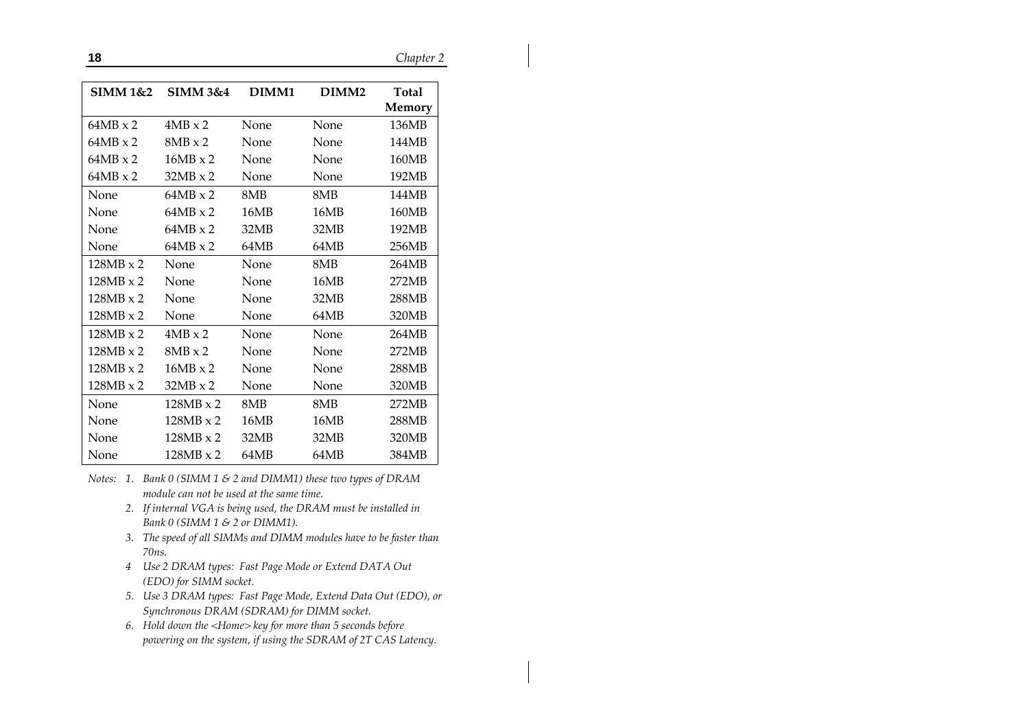| SIMM 1&2 | SIMM 3&4 | DIMM1 | DIMM2 | Total Memory |
|---|---|---|---|---|
| 64MB x 2 | 4MB x 2 | None | None | 136MB |
| 64MB x 2 | 8MB x 2 | None | None | 144MB |
| 64MB x 2 | 16MB x 2 | None | None | 160MB |
| 64MB x 2 | 32MB x 2 | None | None | 192MB |
| None | 64MB x 2 | 8MB | 8MB | 144MB |
| None | 64MB x 2 | 16MB | 16MB | 160MB |
| None | 64MB x 2 | 32MB | 32MB | 192MB |
| None | 64MB x 2 | 64MB | 64MB | 256MB |
| 128MB x 2 | None | None | 8MB | 264MB |
| 128MB x 2 | None | None | 16MB | 272MB |
| 128MB x 2 | None | None | 32MB | 288MB |
| 128MB x 2 | None | None | 64MB | 320MB |
| 128MB x 2 | 4MB x 2 | None | None | 264MB |
| 128MB x 2 | 8MB x 2 | None | None | 272MB |
| 128MB x 2 | 16MB x 2 | None | None | 288MB |
| 128MB x 2 | 32MB x 2 | None | None | 320MB |
| None | 128MB x 2 | 8MB | 8MB | 272MB |
| None | 128MB x 2 | 16MB | 16MB | 288MB |
| None | 128MB x 2 | 32MB | 32MB | 320MB |
| None | 128MB x 2 | 64MB | 64MB | 384MB |

*Notes:*

1. *Bank 0 (SIMM 1 & 2 and DIMM1) these two types of DRAM module can not be used at the same time.*
2. *If internal VGA is being used, the DRAM must be installed in Bank 0 (SIMM 1 & 2 or DIMM1).*
3. *The speed of all SIMMs and DIMM modules have to be faster than 70ns.*
4. *Use 2 DRAM types: Fast Page Mode or Extend DATA Out (EDO) for SIMM socket.*
5. *Use 3 DRAM types: Fast Page Mode, Extend Data Out (EDO), or Synchronous DRAM (SDRAM) for DIMM socket.*
6. *Hold down the <Home> key for more than 5 seconds before powering on the system, if using the SDRAM of 2T CAS Latency.*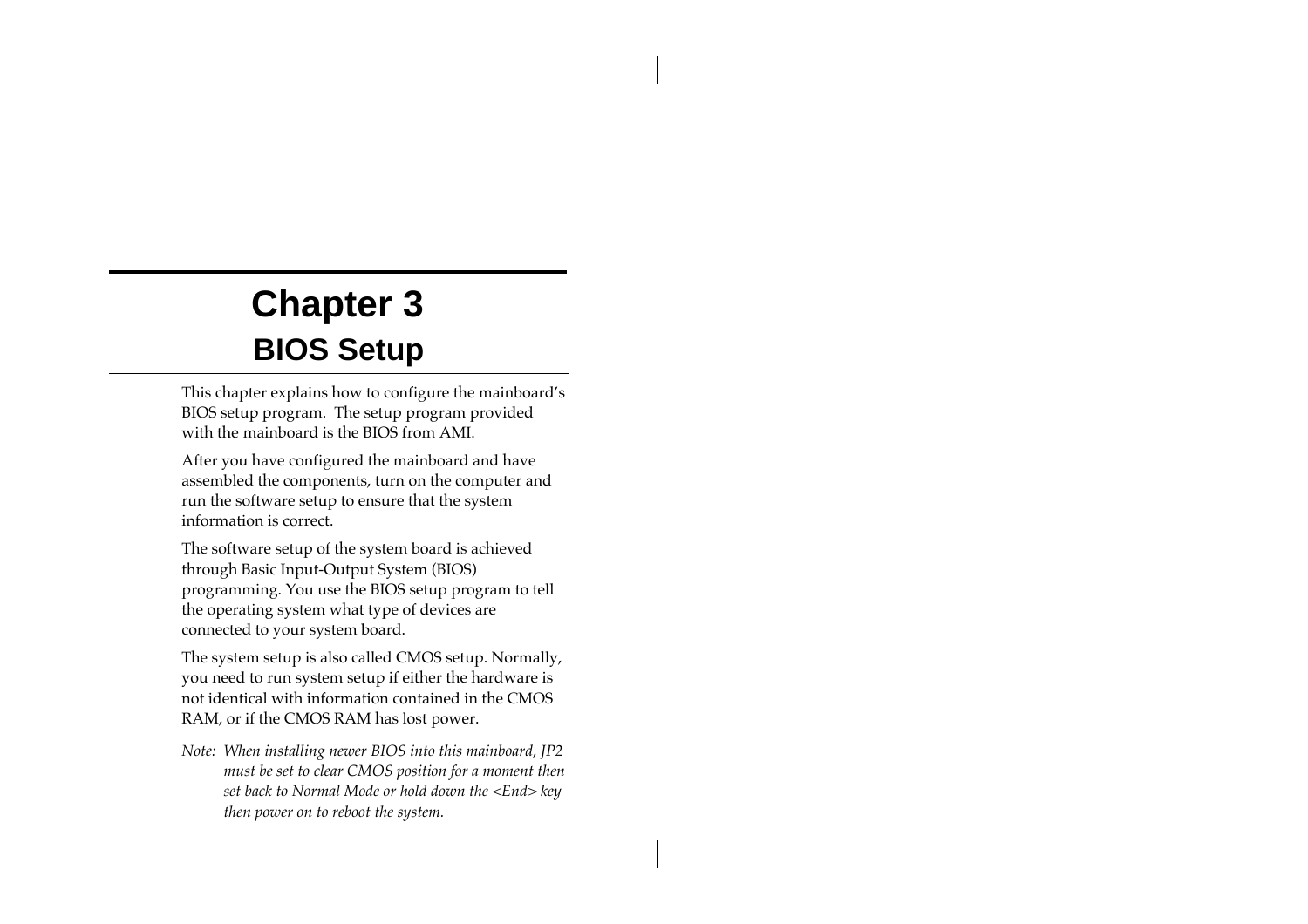# Chapter 3

## BIOS Setup

This chapter explains how to configure the mainboard's BIOS setup program. The setup program provided with the mainboard is the BIOS from AMI.

After you have configured the mainboard and have assembled the components, turn on the computer and run the software setup to ensure that the system information is correct.

The software setup of the system board is achieved through Basic Input-Output System (BIOS) programming. You use the BIOS setup program to tell the operating system what type of devices are connected to your system board.

The system setup is also called CMOS setup. Normally, you need to run system setup if either the hardware is not identical with information contained in the CMOS RAM, or if the CMOS RAM has lost power.

*Note: When installing newer BIOS into this mainboard, JP2 must be set to clear CMOS position for a moment then set back to Normal Mode or hold down the <End> key then power on to reboot the system.*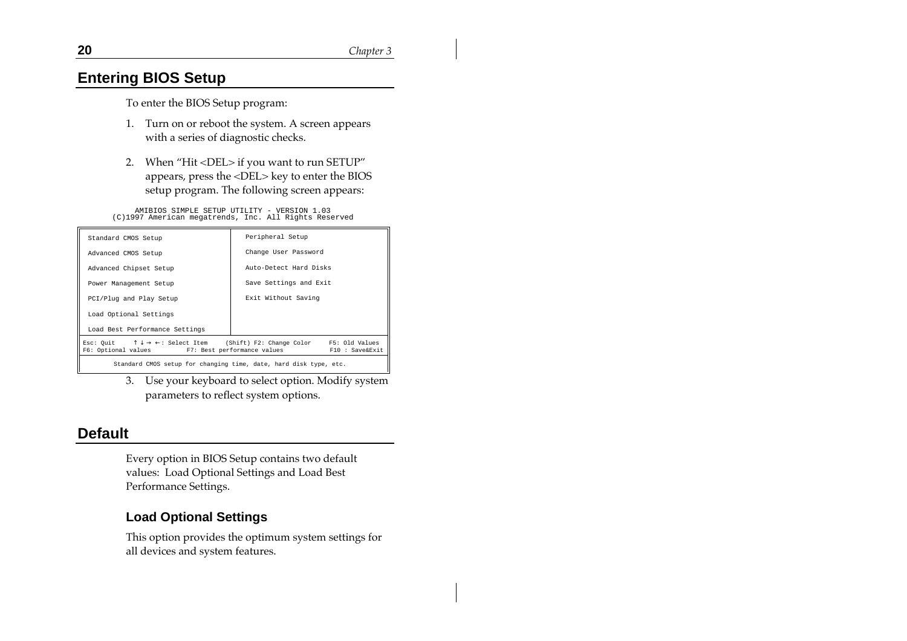## Entering BIOS Setup

To enter the BIOS Setup program:

1. Turn on or reboot the system. A screen appears with a series of diagnostic checks.

2. When “Hit <DEL> if you want to run SETUP” appears, press the <DEL> key to enter the BIOS setup program. The following screen appears:

```
        AMIBIOS SIMPLE SETUP UTILITY - VERSION 1.03
   (C)1997 American megatrends, Inc. All Rights Reserved

 Standard CMOS Setup                     Peripheral Setup
 Advanced CMOS Setup                     Change User Password
 Advanced Chipset Setup                  Auto-Detect Hard Disks
 Power Management Setup                  Save Settings and Exit
 PCI/Plug and Play Setup                 Exit Without Saving
 Load Optional Settings
 Load Best Performance Settings

Esc: Quit    ↑ ↓ → ←: Select Item    (Shift) F2: Change Color    F5: Old Values
F6: Optional values         F7: Best performance values          F10 : Save&Exit

       Standard CMOS setup for changing time, date, hard disk type, etc.
```

3. Use your keyboard to select option. Modify system parameters to reflect system options.

## Default

Every option in BIOS Setup contains two default values: Load Optional Settings and Load Best Performance Settings.

### Load Optional Settings

This option provides the optimum system settings for all devices and system features.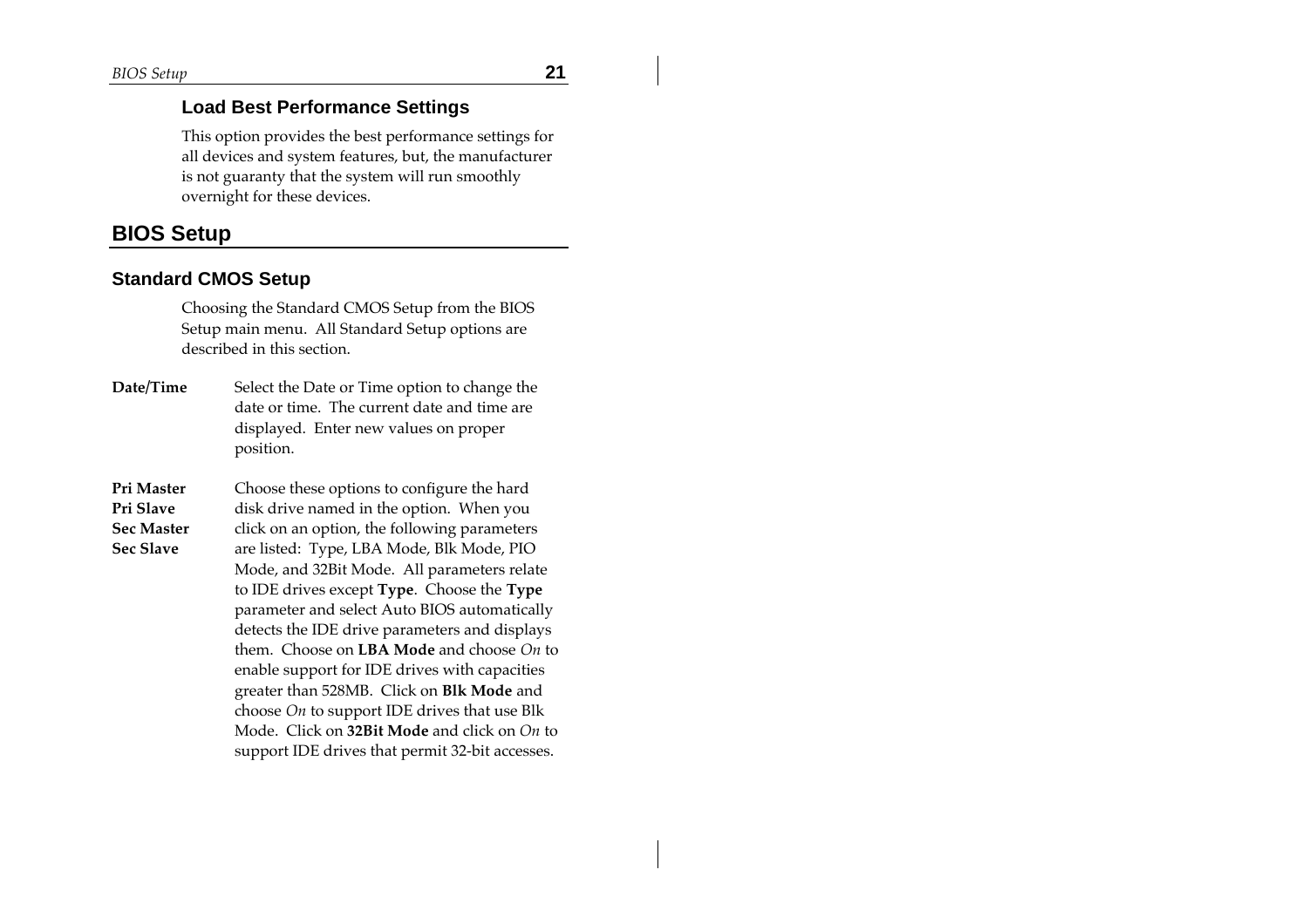### Load Best Performance Settings

This option provides the best performance settings for all devices and system features, but, the manufacturer is not guaranty that the system will run smoothly overnight for these devices.

## BIOS Setup

### Standard CMOS Setup

Choosing the Standard CMOS Setup from the BIOS Setup main menu. All Standard Setup options are described in this section.

**Date/Time** Select the Date or Time option to change the date or time. The current date and time are displayed. Enter new values on proper position.

**Pri Master**
**Pri Slave**
**Sec Master**
**Sec Slave**

Choose these options to configure the hard disk drive named in the option. When you click on an option, the following parameters are listed: Type, LBA Mode, Blk Mode, PIO Mode, and 32Bit Mode. All parameters relate to IDE drives except **Type**. Choose the **Type** parameter and select Auto BIOS automatically detects the IDE drive parameters and displays them. Choose on **LBA Mode** and choose *On* to enable support for IDE drives with capacities greater than 528MB. Click on **Blk Mode** and choose *On* to support IDE drives that use Blk Mode. Click on **32Bit Mode** and click on *On* to support IDE drives that permit 32-bit accesses.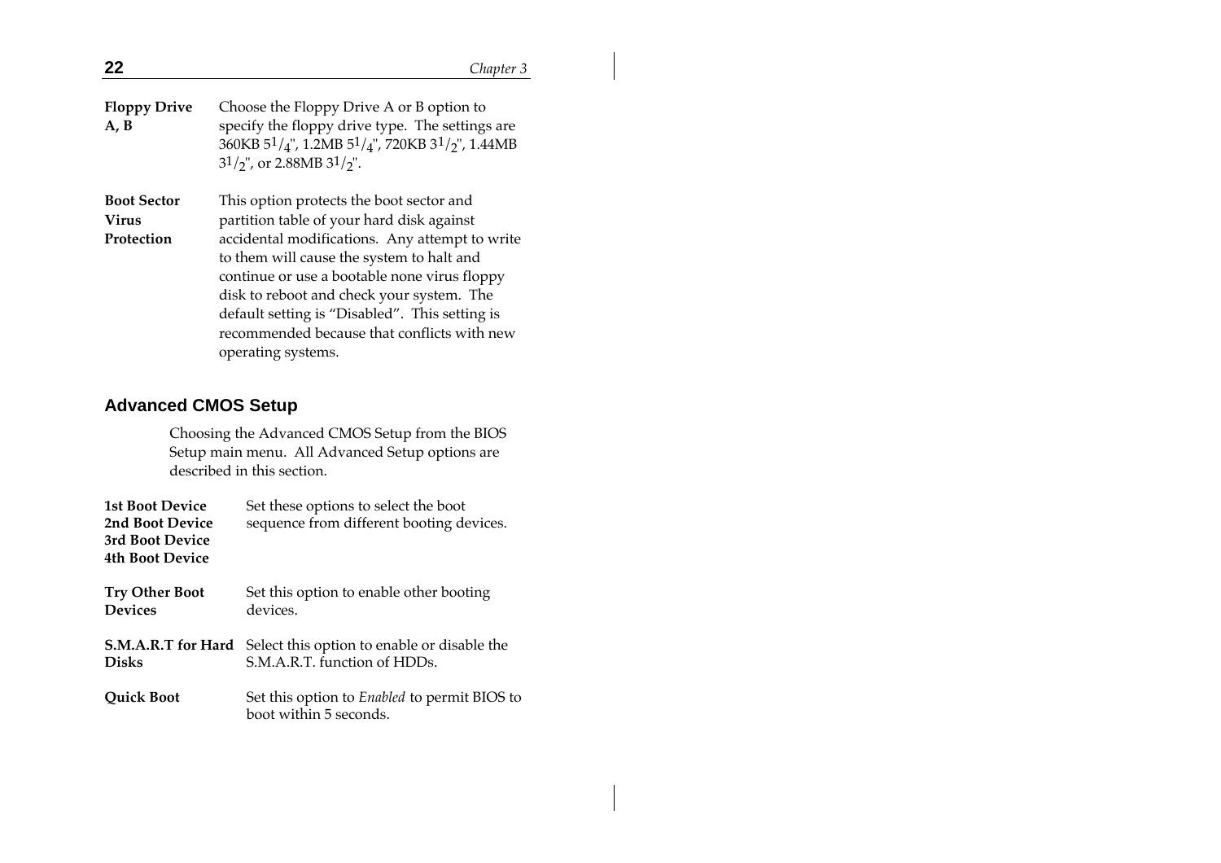**Floppy Drive A, B** — Choose the Floppy Drive A or B option to specify the floppy drive type. The settings are 360KB $5^1/_4$", 1.2MB $5^1/_4$", 720KB $3^1/_2$", 1.44MB $3^1/_2$", or 2.88MB $3^1/_2$".

**Boot Sector Virus Protection** — This option protects the boot sector and partition table of your hard disk against accidental modifications. Any attempt to write to them will cause the system to halt and continue or use a bootable none virus floppy disk to reboot and check your system. The default setting is "Disabled". This setting is recommended because that conflicts with new operating systems.

## Advanced CMOS Setup

Choosing the Advanced CMOS Setup from the BIOS Setup main menu. All Advanced Setup options are described in this section.

**1st Boot Device**
**2nd Boot Device**
**3rd Boot Device**
**4th Boot Device** — Set these options to select the boot sequence from different booting devices.

**Try Other Boot Devices** — Set this option to enable other booting devices.

**S.M.A.R.T for Hard Disks** — Select this option to enable or disable the S.M.A.R.T. function of HDDs.

**Quick Boot** — Set this option to *Enabled* to permit BIOS to boot within 5 seconds.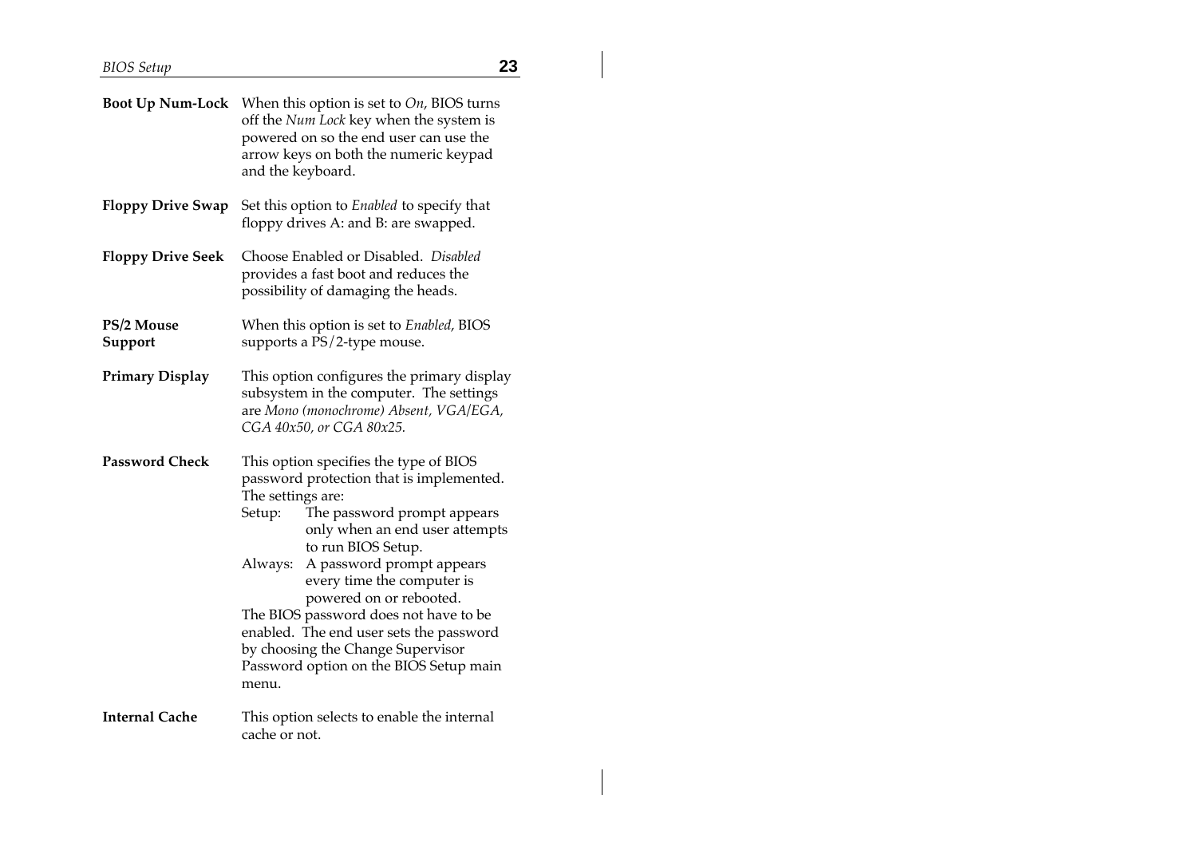**Boot Up Num-Lock** When this option is set to *On*, BIOS turns off the *Num Lock* key when the system is powered on so the end user can use the arrow keys on both the numeric keypad and the keyboard.

**Floppy Drive Swap** Set this option to *Enabled* to specify that floppy drives A: and B: are swapped.

**Floppy Drive Seek** Choose Enabled or Disabled. *Disabled* provides a fast boot and reduces the possibility of damaging the heads.

**PS/2 Mouse Support** When this option is set to *Enabled*, BIOS supports a PS/2-type mouse.

**Primary Display** This option configures the primary display subsystem in the computer. The settings are *Mono (monochrome) Absent, VGA/EGA, CGA 40x50, or CGA 80x25.*

**Password Check** This option specifies the type of BIOS password protection that is implemented. The settings are:

- Setup: The password prompt appears only when an end user attempts to run BIOS Setup.
- Always: A password prompt appears every time the computer is powered on or rebooted.

The BIOS password does not have to be enabled. The end user sets the password by choosing the Change Supervisor Password option on the BIOS Setup main menu.

**Internal Cache** This option selects to enable the internal cache or not.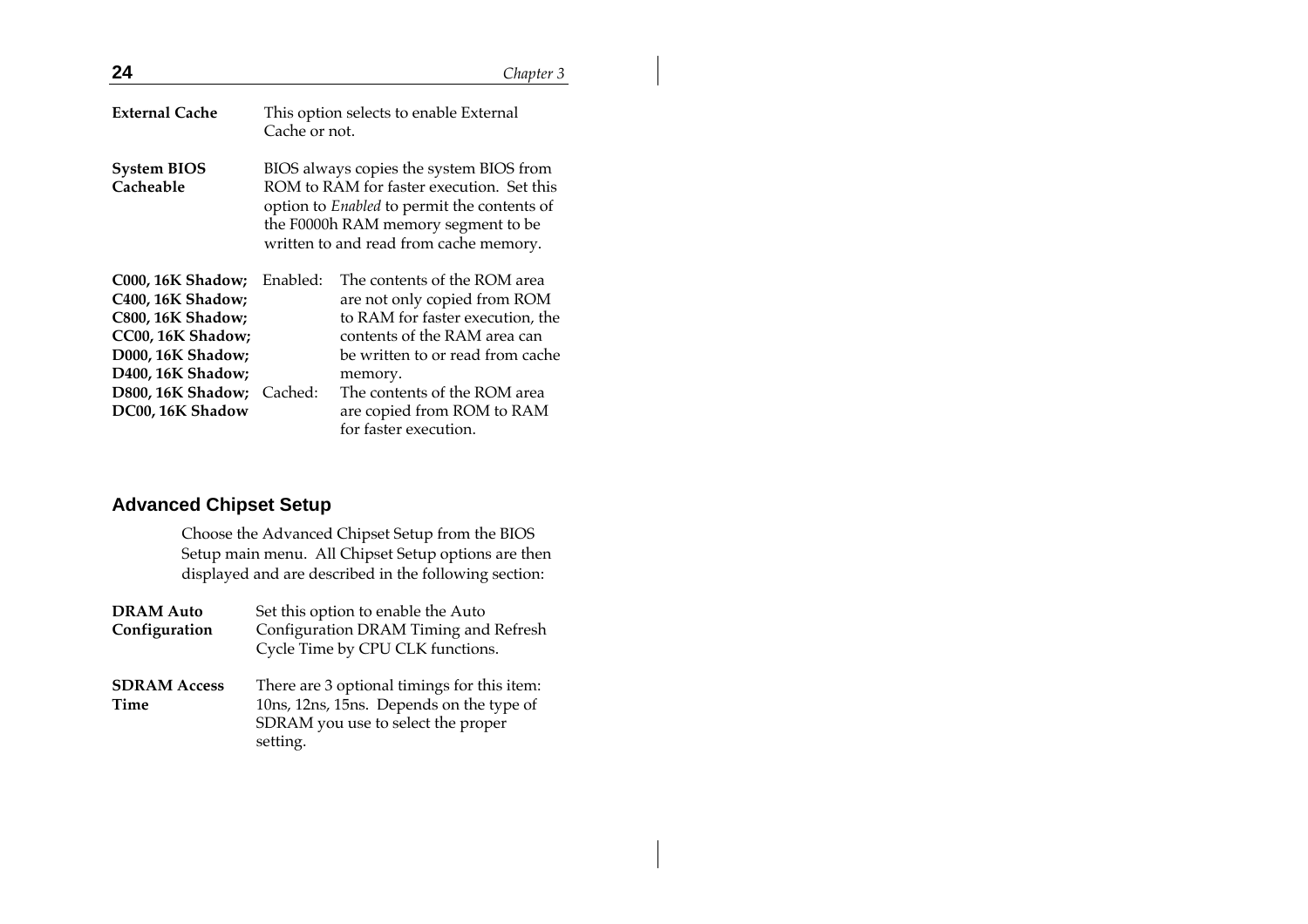**External Cache** This option selects to enable External Cache or not.

**System BIOS Cacheable** BIOS always copies the system BIOS from ROM to RAM for faster execution. Set this option to *Enabled* to permit the contents of the F0000h RAM memory segment to be written to and read from cache memory.

| **C000, 16K Shadow; C400, 16K Shadow; C800, 16K Shadow; CC00, 16K Shadow; D000, 16K Shadow; D400, 16K Shadow; D800, 16K Shadow; DC00, 16K Shadow** | | |
|---|---|---|
| | Enabled: | The contents of the ROM area are not only copied from ROM to RAM for faster execution, the contents of the RAM area can be written to or read from cache memory. |
| | Cached: | The contents of the ROM area are copied from ROM to RAM for faster execution. |

## Advanced Chipset Setup

Choose the Advanced Chipset Setup from the BIOS Setup main menu. All Chipset Setup options are then displayed and are described in the following section:

**DRAM Auto Configuration** Set this option to enable the Auto Configuration DRAM Timing and Refresh Cycle Time by CPU CLK functions.

**SDRAM Access Time** There are 3 optional timings for this item: 10ns, 12ns, 15ns. Depends on the type of SDRAM you use to select the proper setting.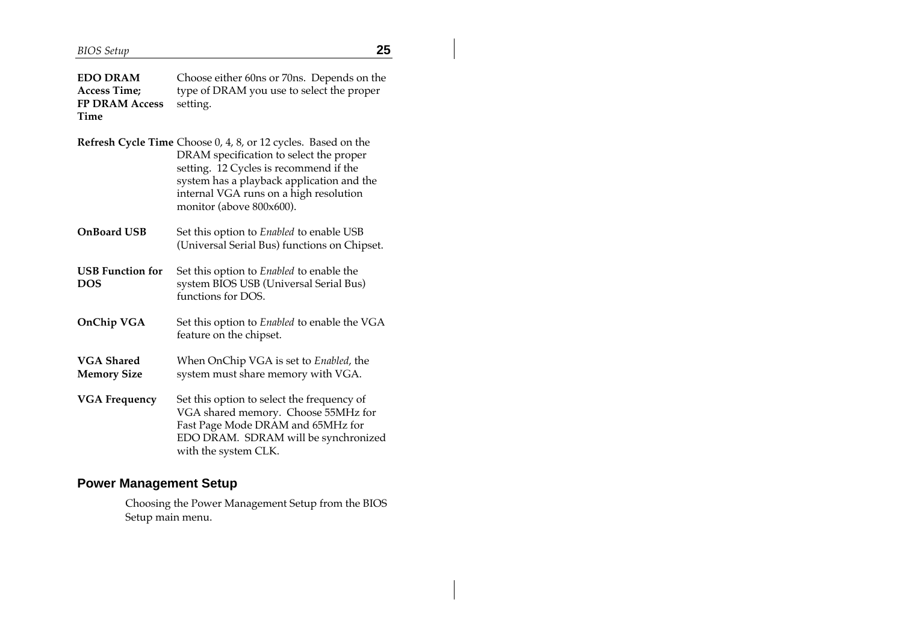**EDO DRAM Access Time; FP DRAM Access Time**
Choose either 60ns or 70ns. Depends on the type of DRAM you use to select the proper setting.

**Refresh Cycle Time**
Choose 0, 4, 8, or 12 cycles. Based on the DRAM specification to select the proper setting. 12 Cycles is recommend if the system has a playback application and the internal VGA runs on a high resolution monitor (above 800x600).

**OnBoard USB**
Set this option to *Enabled* to enable USB (Universal Serial Bus) functions on Chipset.

**USB Function for DOS**
Set this option to *Enabled* to enable the system BIOS USB (Universal Serial Bus) functions for DOS.

**OnChip VGA**
Set this option to *Enabled* to enable the VGA feature on the chipset.

**VGA Shared Memory Size**
When OnChip VGA is set to *Enabled*, the system must share memory with VGA.

**VGA Frequency**
Set this option to select the frequency of VGA shared memory. Choose 55MHz for Fast Page Mode DRAM and 65MHz for EDO DRAM. SDRAM will be synchronized with the system CLK.

## Power Management Setup

Choosing the Power Management Setup from the BIOS Setup main menu.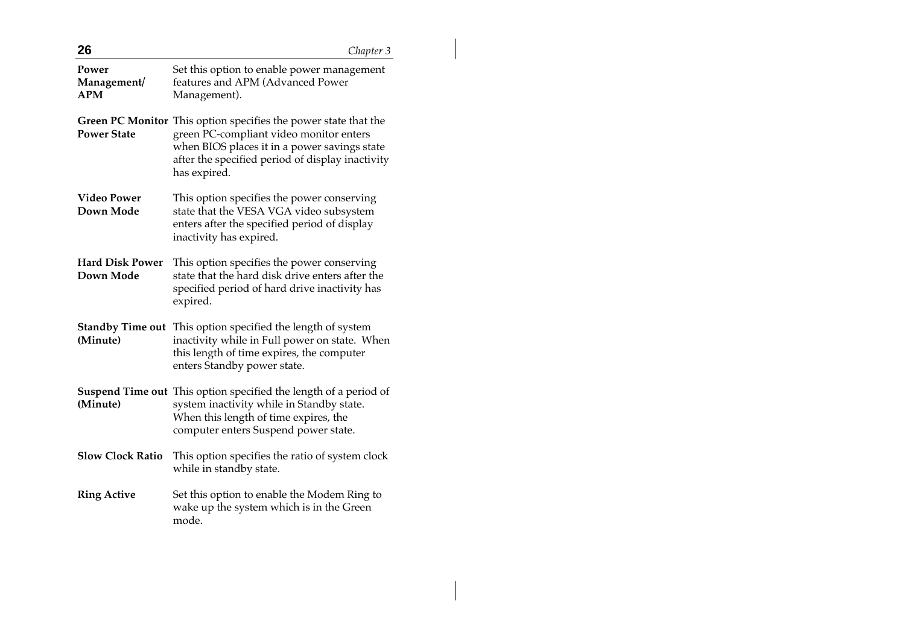**Power Management/ APM**
Set this option to enable power management features and APM (Advanced Power Management).

**Green PC Monitor Power State**
This option specifies the power state that the green PC-compliant video monitor enters when BIOS places it in a power savings state after the specified period of display inactivity has expired.

**Video Power Down Mode**
This option specifies the power conserving state that the VESA VGA video subsystem enters after the specified period of display inactivity has expired.

**Hard Disk Power Down Mode**
This option specifies the power conserving state that the hard disk drive enters after the specified period of hard drive inactivity has expired.

**Standby Time out (Minute)**
This option specified the length of system inactivity while in Full power on state. When this length of time expires, the computer enters Standby power state.

**Suspend Time out (Minute)**
This option specified the length of a period of system inactivity while in Standby state. When this length of time expires, the computer enters Suspend power state.

**Slow Clock Ratio**
This option specifies the ratio of system clock while in standby state.

**Ring Active**
Set this option to enable the Modem Ring to wake up the system which is in the Green mode.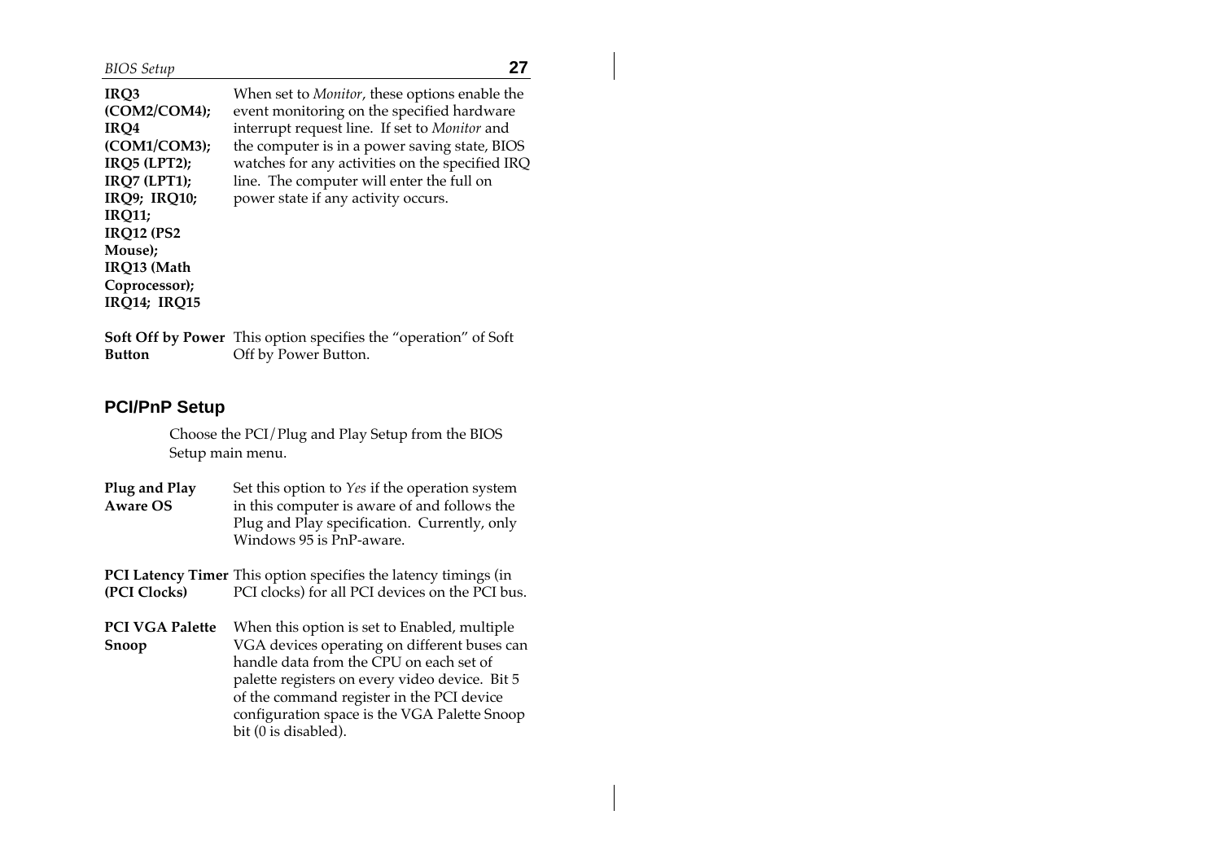| | |
|---|---|
| **IRQ3 (COM2/COM4); IRQ4 (COM1/COM3); IRQ5 (LPT2); IRQ7 (LPT1); IRQ9; IRQ10; IRQ11; IRQ12 (PS2 Mouse); IRQ13 (Math Coprocessor); IRQ14; IRQ15** | When set to *Monitor*, these options enable the event monitoring on the specified hardware interrupt request line. If set to *Monitor* and the computer is in a power saving state, BIOS watches for any activities on the specified IRQ line. The computer will enter the full on power state if any activity occurs. |
| **Soft Off by Power Button** | This option specifies the "operation" of Soft Off by Power Button. |

## PCI/PnP Setup

Choose the PCI/Plug and Play Setup from the BIOS Setup main menu.

| | |
|---|---|
| **Plug and Play Aware OS** | Set this option to *Yes* if the operation system in this computer is aware of and follows the Plug and Play specification. Currently, only Windows 95 is PnP-aware. |
| **PCI Latency Timer (PCI Clocks)** | This option specifies the latency timings (in PCI clocks) for all PCI devices on the PCI bus. |
| **PCI VGA Palette Snoop** | When this option is set to Enabled, multiple VGA devices operating on different buses can handle data from the CPU on each set of palette registers on every video device. Bit 5 of the command register in the PCI device configuration space is the VGA Palette Snoop bit (0 is disabled). |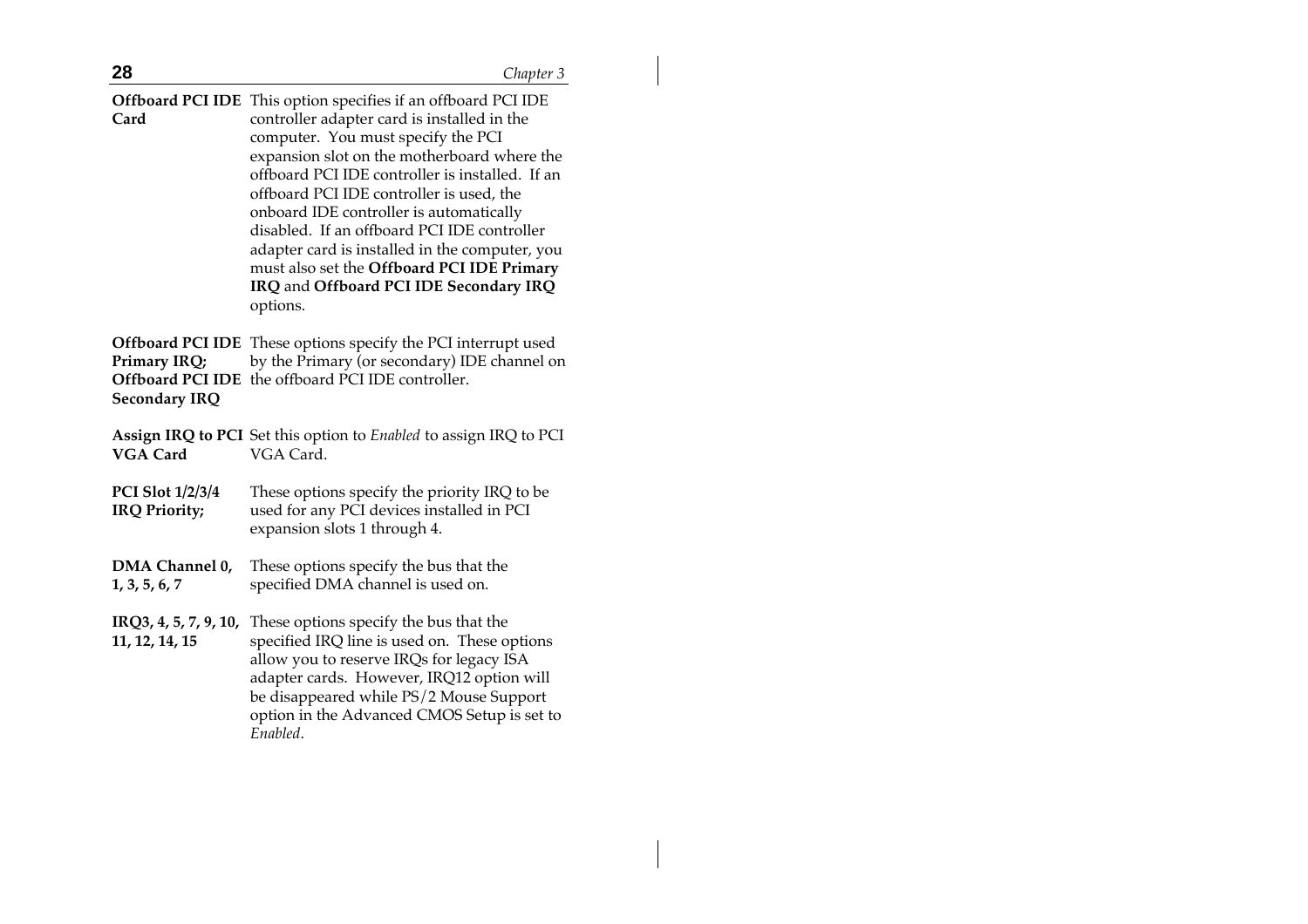**Offboard PCI IDE Card** This option specifies if an offboard PCI IDE controller adapter card is installed in the computer. You must specify the PCI expansion slot on the motherboard where the offboard PCI IDE controller is installed. If an offboard PCI IDE controller is used, the onboard IDE controller is automatically disabled. If an offboard PCI IDE controller adapter card is installed in the computer, you must also set the **Offboard PCI IDE Primary IRQ** and **Offboard PCI IDE Secondary IRQ** options.

**Offboard PCI IDE Primary IRQ; Offboard PCI IDE Secondary IRQ** These options specify the PCI interrupt used by the Primary (or secondary) IDE channel on the offboard PCI IDE controller.

**Assign IRQ to PCI VGA Card** Set this option to *Enabled* to assign IRQ to PCI VGA Card.

**PCI Slot 1/2/3/4 IRQ Priority;** These options specify the priority IRQ to be used for any PCI devices installed in PCI expansion slots 1 through 4.

**DMA Channel 0, 1, 3, 5, 6, 7** These options specify the bus that the specified DMA channel is used on.

**IRQ3, 4, 5, 7, 9, 10, 11, 12, 14, 15** These options specify the bus that the specified IRQ line is used on. These options allow you to reserve IRQs for legacy ISA adapter cards. However, IRQ12 option will be disappeared while PS/2 Mouse Support option in the Advanced CMOS Setup is set to *Enabled*.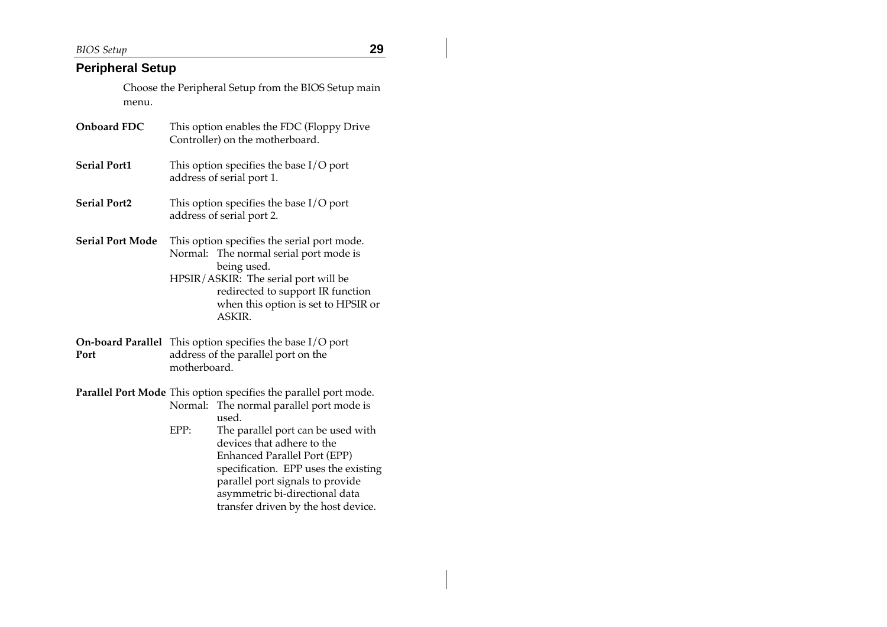## Peripheral Setup

Choose the Peripheral Setup from the BIOS Setup main menu.

**Onboard FDC** This option enables the FDC (Floppy Drive Controller) on the motherboard.

**Serial Port1** This option specifies the base I/O port address of serial port 1.

**Serial Port2** This option specifies the base I/O port address of serial port 2.

**Serial Port Mode** This option specifies the serial port mode.

- Normal: The normal serial port mode is being used.
- HPSIR/ASKIR: The serial port will be redirected to support IR function when this option is set to HPSIR or ASKIR.

**On-board Parallel Port** This option specifies the base I/O port address of the parallel port on the motherboard.

**Parallel Port Mode** This option specifies the parallel port mode.

- Normal: The normal parallel port mode is used.
- EPP: The parallel port can be used with devices that adhere to the Enhanced Parallel Port (EPP) specification. EPP uses the existing parallel port signals to provide asymmetric bi-directional data transfer driven by the host device.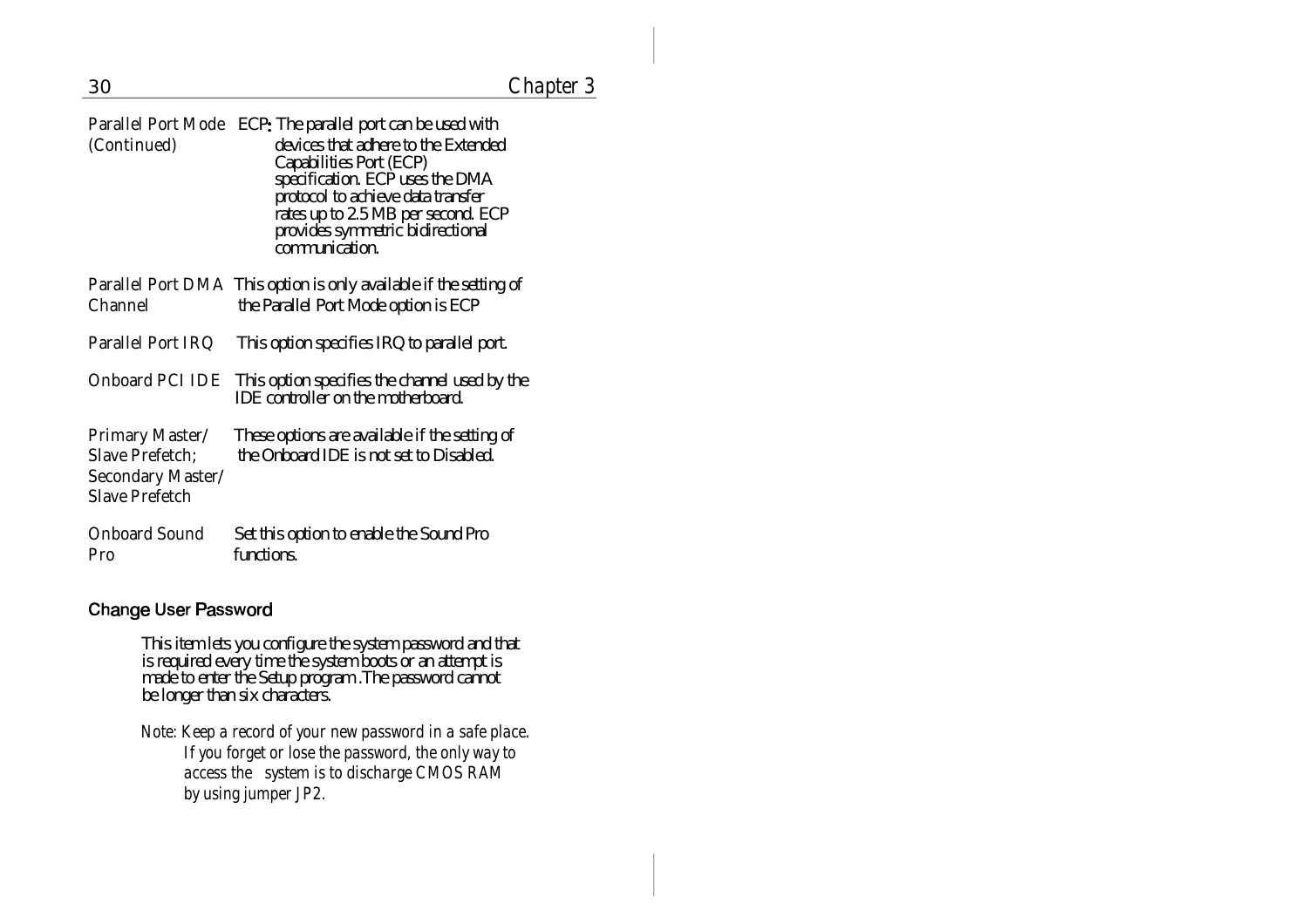| | |
|---|---|
| Parallel Port Mode (Continued) | **ECP:** The parallel port can be used with devices that adhere to the Extended Capabilities Port (ECP) specification. ECP uses the DMA protocol to achieve data transfer rates up to 2.5 MB per second. ECP provides symmetric bidirectional communication. |
| Parallel Port DMA Channel | This option is only available if the setting of the Parallel Port Mode option is ECP |
| Parallel Port IRQ | This option specifies IRQ to parallel port. |
| Onboard PCI IDE | This option specifies the channel used by the IDE controller on the motherboard. |
| Primary Master/ Slave Prefetch; Secondary Master/ Slave Prefetch | These options are available if the setting of the Onboard IDE is not set to Disabled. |
| Onboard Sound Pro | Set this option to enable the Sound Pro functions. |

### Change User Password

This item lets you configure the system password and that is required every time the system boots or an attempt is made to enter the Setup program .The password cannot be longer than six characters.

*Note: Keep a record of your new password in a safe place. If you forget or lose the password, the only way to access the system is to discharge CMOS RAM by using jumper JP2.*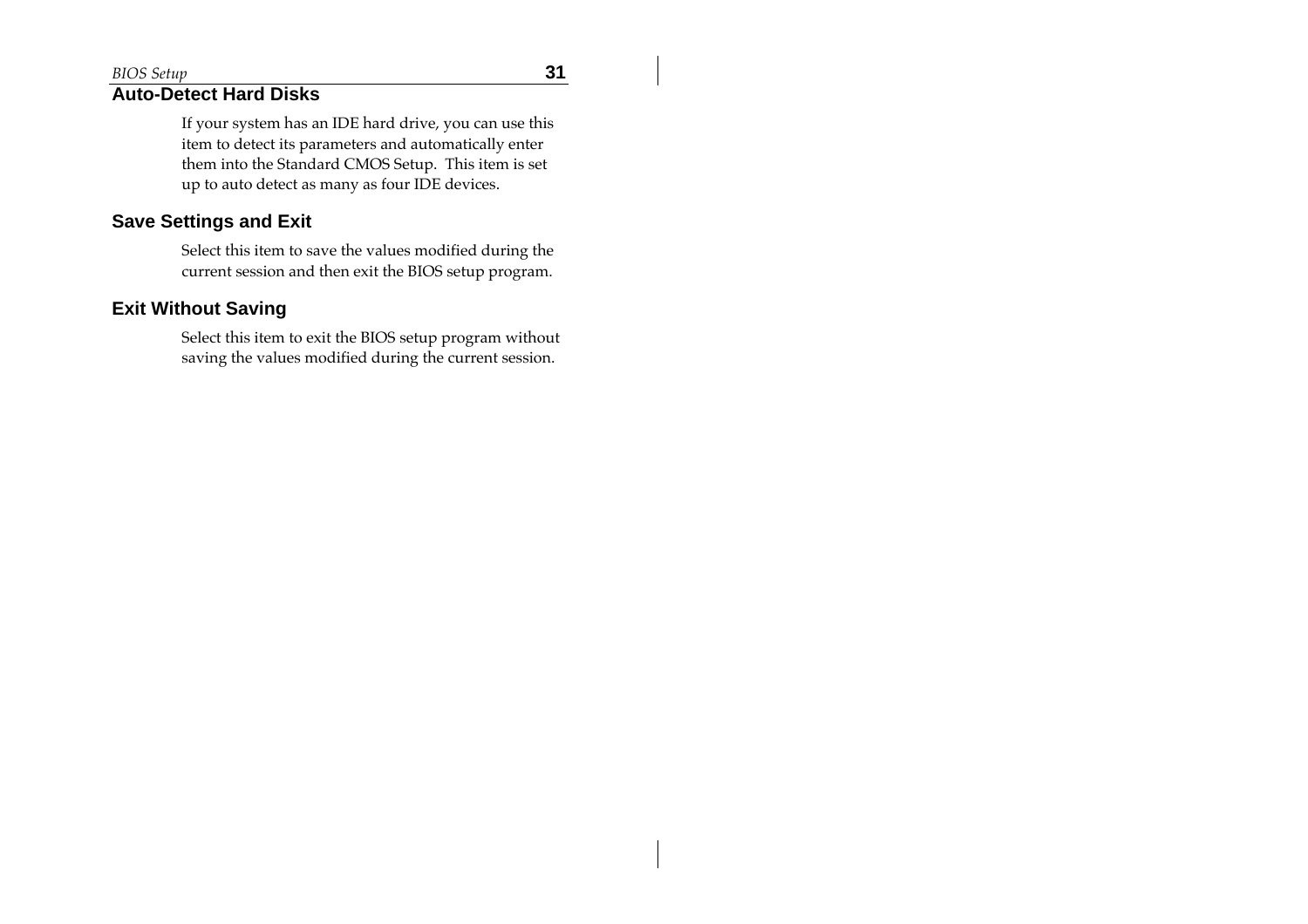## Auto-Detect Hard Disks

If your system has an IDE hard drive, you can use this item to detect its parameters and automatically enter them into the Standard CMOS Setup. This item is set up to auto detect as many as four IDE devices.

## Save Settings and Exit

Select this item to save the values modified during the current session and then exit the BIOS setup program.

## Exit Without Saving

Select this item to exit the BIOS setup program without saving the values modified during the current session.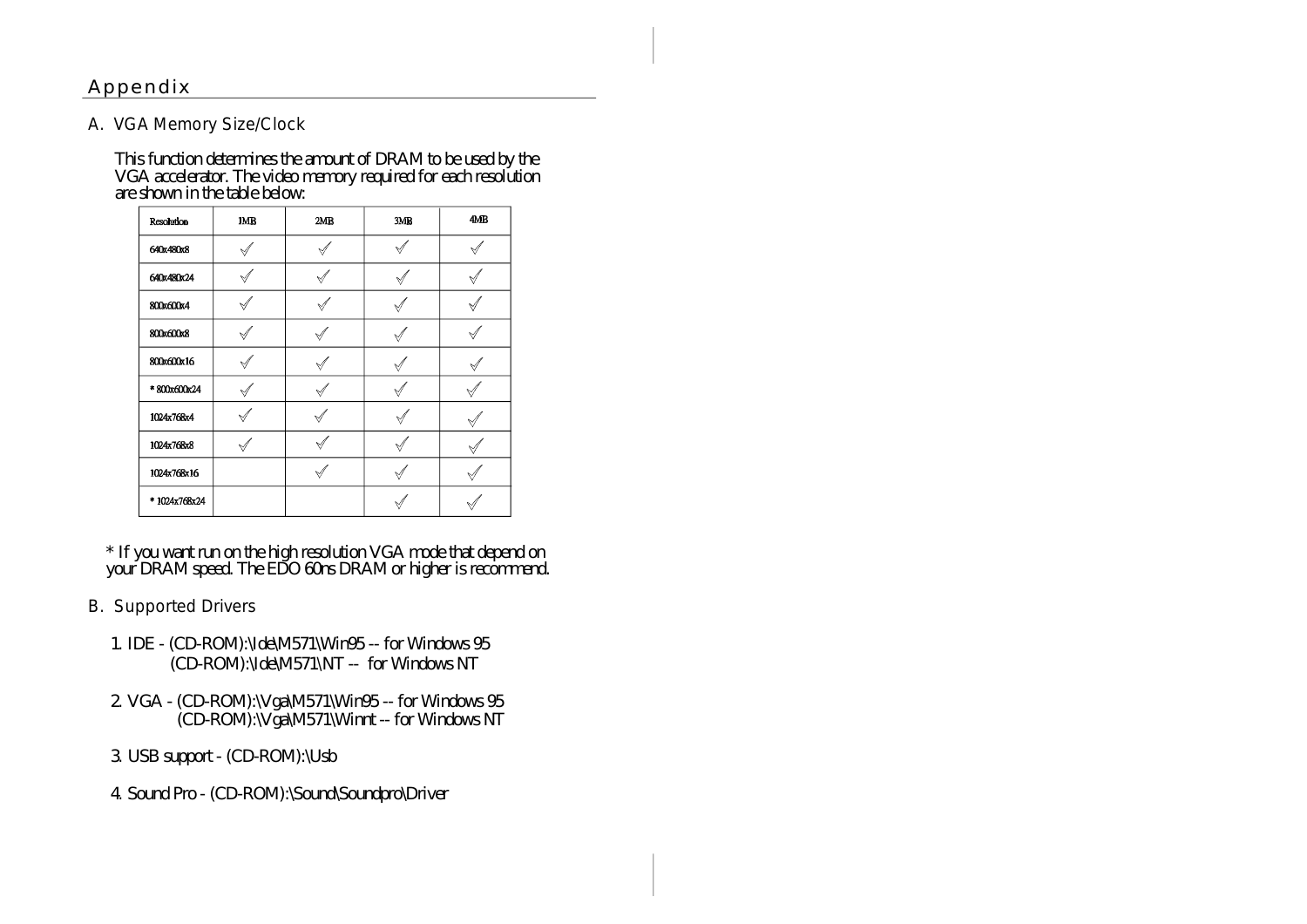# Appendix

## A. VGA Memory Size/Clock

This function determines the amount of DRAM to be used by the VGA accelerator. The video memory required for each resolution are shown in the table below:

| Resolution | 1MB | 2MB | 3MB | 4MB |
|---|---|---|---|---|
| 640x480x8 | ✓ | ✓ | ✓ | ✓ |
| 640x480x24 | ✓ | ✓ | ✓ | ✓ |
| 800x600x4 | ✓ | ✓ | ✓ | ✓ |
| 800x600x8 | ✓ | ✓ | ✓ | ✓ |
| 800x600x16 | ✓ | ✓ | ✓ | ✓ |
| * 800x600x24 | ✓ | ✓ | ✓ | ✓ |
| 1024x768x4 | ✓ | ✓ | ✓ | ✓ |
| 1024x768x8 | ✓ | ✓ | ✓ | ✓ |
| 1024x768x16 | | ✓ | ✓ | ✓ |
| * 1024x768x24 | | | ✓ | ✓ |

* If you want run on the high resolution VGA mode that depend on your DRAM speed. The EDO 60ns DRAM or higher is recommend.

## B. Supported Drivers

1. IDE - (CD-ROM):\Ide\M571\Win95 -- for Windows 95
   (CD-ROM):\Ide\M571\NT -- for Windows NT

2. VGA - (CD-ROM):\Vga\M571\Win95 -- for Windows 95
   (CD-ROM):\Vga\M571\Winnt -- for Windows NT

3. USB support - (CD-ROM):\Usb

4. Sound Pro - (CD-ROM):\Sound\Soundpro\Driver